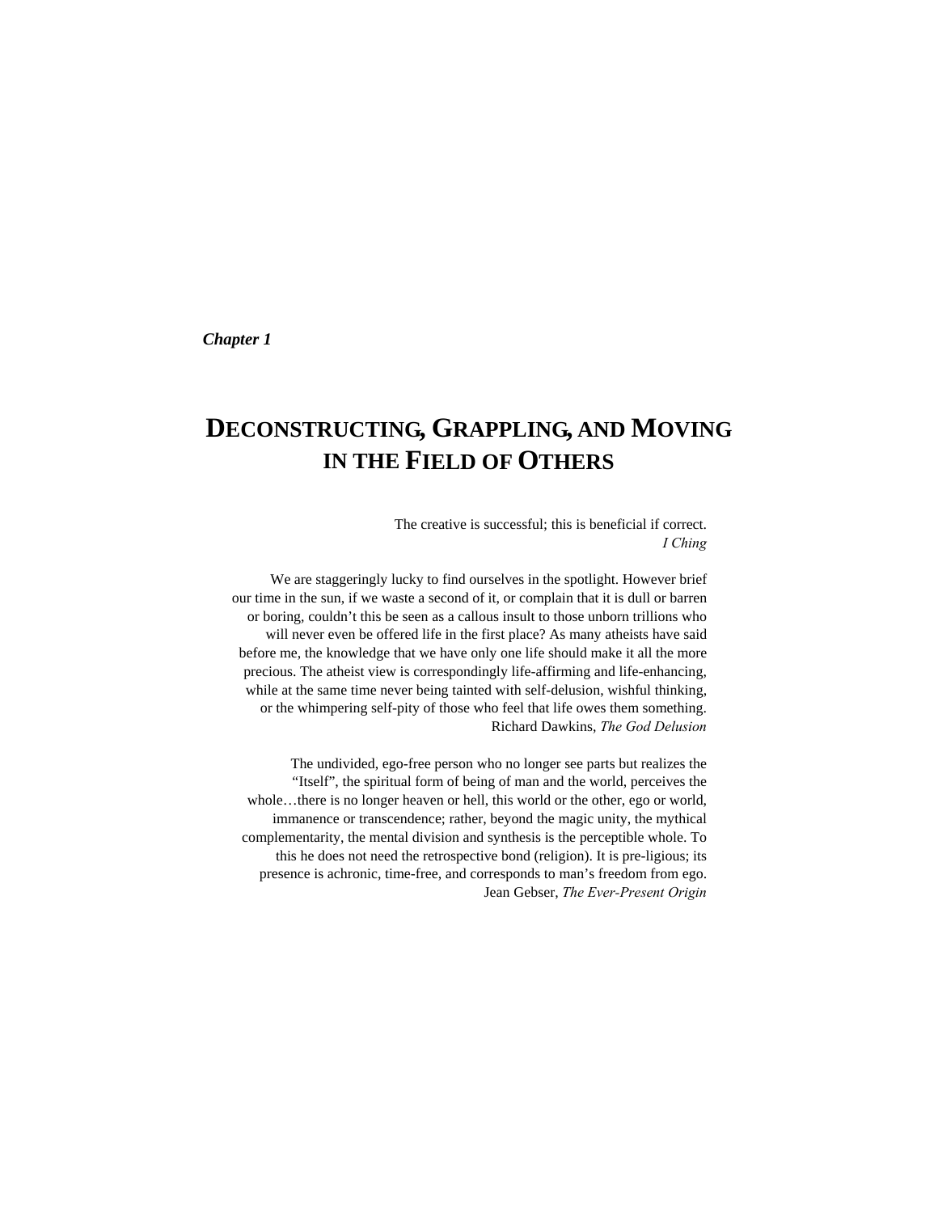***Chapter 1***

# Deconstructing, Grappling, and Moving in the Field of Others

The creative is successful; this is beneficial if correct.
*I Ching*

We are staggeringly lucky to find ourselves in the spotlight. However brief our time in the sun, if we waste a second of it, or complain that it is dull or barren or boring, couldn't this be seen as a callous insult to those unborn trillions who will never even be offered life in the first place? As many atheists have said before me, the knowledge that we have only one life should make it all the more precious. The atheist view is correspondingly life-affirming and life-enhancing, while at the same time never being tainted with self-delusion, wishful thinking, or the whimpering self-pity of those who feel that life owes them something.
Richard Dawkins, *The God Delusion*

The undivided, ego-free person who no longer see parts but realizes the "Itself", the spiritual form of being of man and the world, perceives the whole…there is no longer heaven or hell, this world or the other, ego or world, immanence or transcendence; rather, beyond the magic unity, the mythical complementarity, the mental division and synthesis is the perceptible whole. To this he does not need the retrospective bond (religion). It is pre-ligious; its presence is achronic, time-free, and corresponds to man's freedom from ego.
Jean Gebser, *The Ever-Present Origin*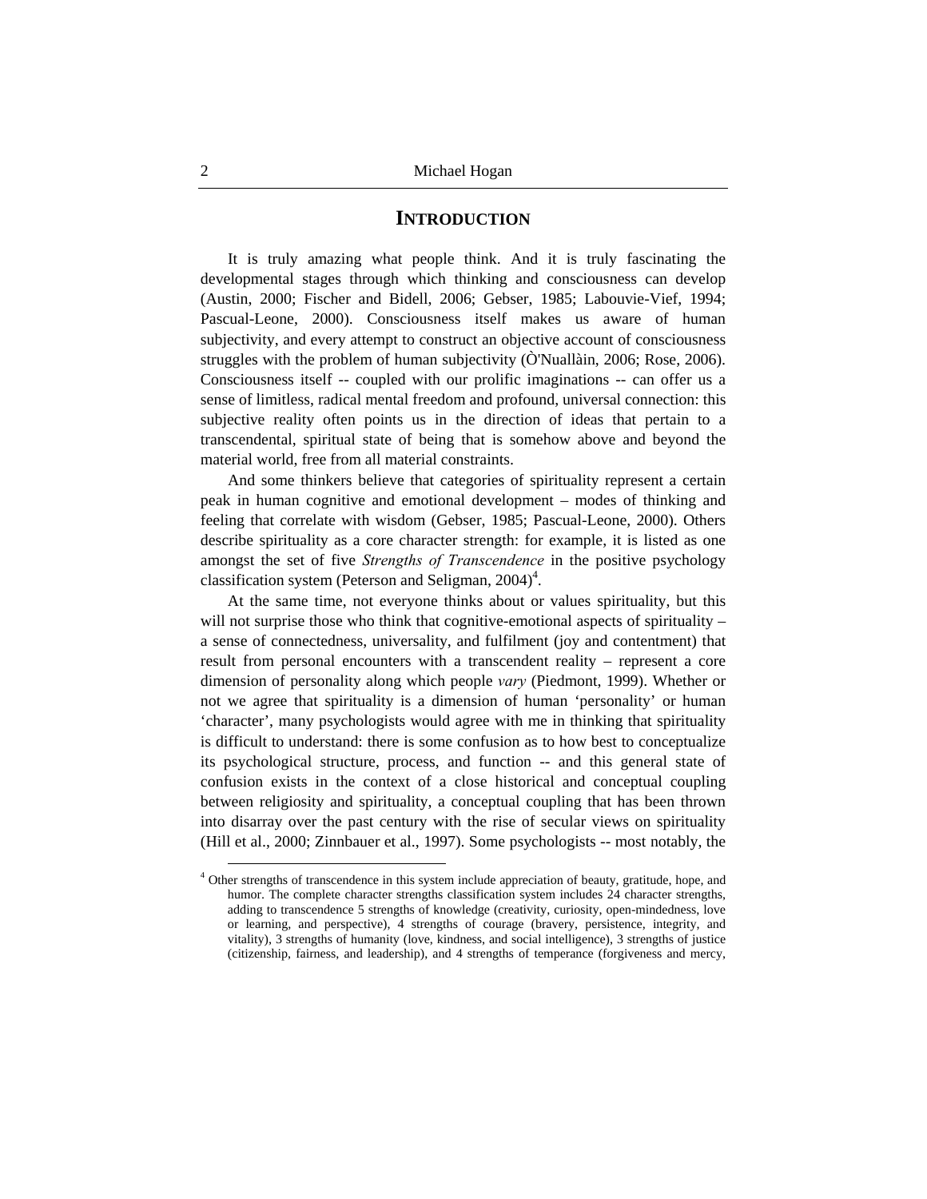## INTRODUCTION

It is truly amazing what people think. And it is truly fascinating the developmental stages through which thinking and consciousness can develop (Austin, 2000; Fischer and Bidell, 2006; Gebser, 1985; Labouvie-Vief, 1994; Pascual-Leone, 2000). Consciousness itself makes us aware of human subjectivity, and every attempt to construct an objective account of consciousness struggles with the problem of human subjectivity (Ò'Nuallàin, 2006; Rose, 2006). Consciousness itself -- coupled with our prolific imaginations -- can offer us a sense of limitless, radical mental freedom and profound, universal connection: this subjective reality often points us in the direction of ideas that pertain to a transcendental, spiritual state of being that is somehow above and beyond the material world, free from all material constraints.

And some thinkers believe that categories of spirituality represent a certain peak in human cognitive and emotional development – modes of thinking and feeling that correlate with wisdom (Gebser, 1985; Pascual-Leone, 2000). Others describe spirituality as a core character strength: for example, it is listed as one amongst the set of five *Strengths of Transcendence* in the positive psychology classification system (Peterson and Seligman, 2004)[4].

At the same time, not everyone thinks about or values spirituality, but this will not surprise those who think that cognitive-emotional aspects of spirituality – a sense of connectedness, universality, and fulfilment (joy and contentment) that result from personal encounters with a transcendent reality – represent a core dimension of personality along which people *vary* (Piedmont, 1999). Whether or not we agree that spirituality is a dimension of human 'personality' or human 'character', many psychologists would agree with me in thinking that spirituality is difficult to understand: there is some confusion as to how best to conceptualize its psychological structure, process, and function -- and this general state of confusion exists in the context of a close historical and conceptual coupling between religiosity and spirituality, a conceptual coupling that has been thrown into disarray over the past century with the rise of secular views on spirituality (Hill et al., 2000; Zinnbauer et al., 1997). Some psychologists -- most notably, the

[4] Other strengths of transcendence in this system include appreciation of beauty, gratitude, hope, and humor. The complete character strengths classification system includes 24 character strengths, adding to transcendence 5 strengths of knowledge (creativity, curiosity, open-mindedness, love or learning, and perspective), 4 strengths of courage (bravery, persistence, integrity, and vitality), 3 strengths of humanity (love, kindness, and social intelligence), 3 strengths of justice (citizenship, fairness, and leadership), and 4 strengths of temperance (forgiveness and mercy,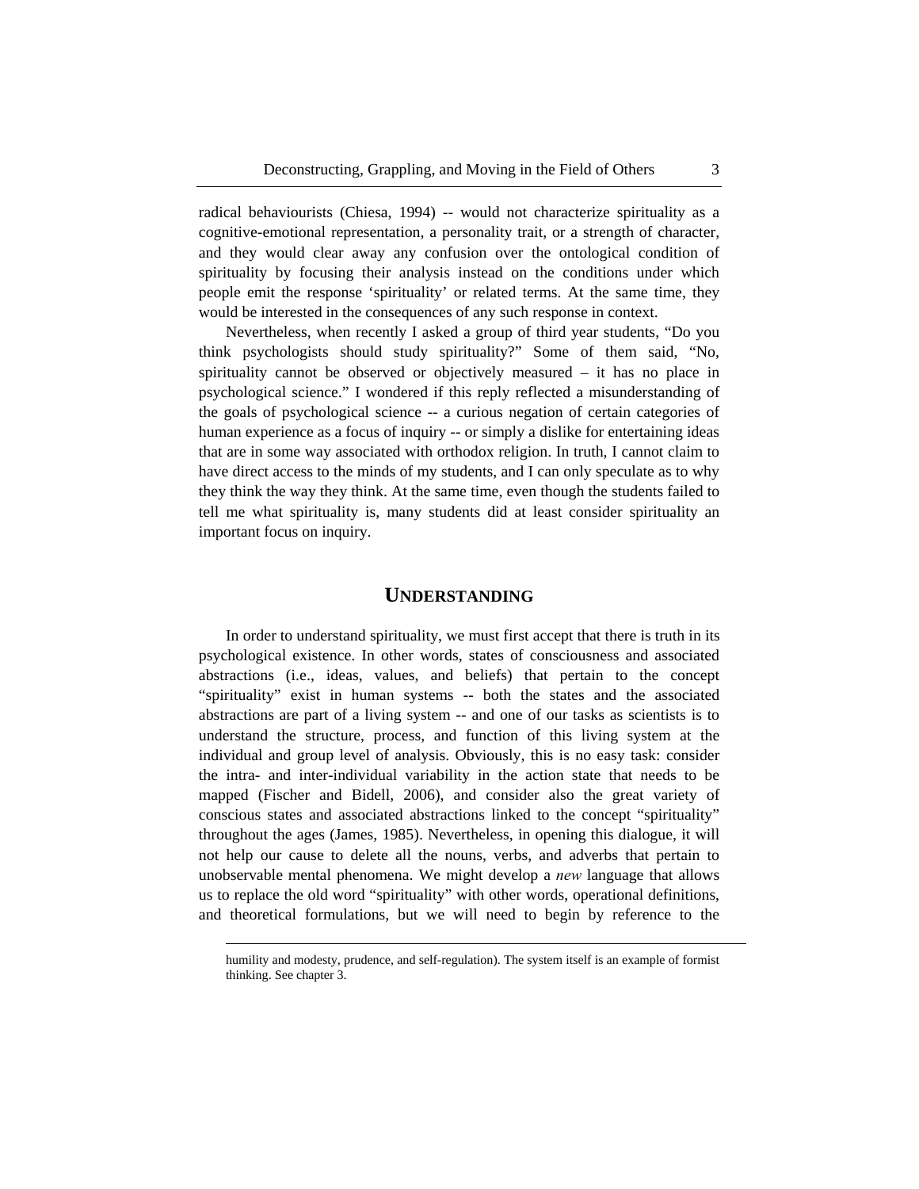radical behaviourists (Chiesa, 1994) -- would not characterize spirituality as a cognitive-emotional representation, a personality trait, or a strength of character, and they would clear away any confusion over the ontological condition of spirituality by focusing their analysis instead on the conditions under which people emit the response 'spirituality' or related terms. At the same time, they would be interested in the consequences of any such response in context.

Nevertheless, when recently I asked a group of third year students, "Do you think psychologists should study spirituality?" Some of them said, "No, spirituality cannot be observed or objectively measured – it has no place in psychological science." I wondered if this reply reflected a misunderstanding of the goals of psychological science -- a curious negation of certain categories of human experience as a focus of inquiry -- or simply a dislike for entertaining ideas that are in some way associated with orthodox religion. In truth, I cannot claim to have direct access to the minds of my students, and I can only speculate as to why they think the way they think. At the same time, even though the students failed to tell me what spirituality is, many students did at least consider spirituality an important focus on inquiry.

## UNDERSTANDING

In order to understand spirituality, we must first accept that there is truth in its psychological existence. In other words, states of consciousness and associated abstractions (i.e., ideas, values, and beliefs) that pertain to the concept "spirituality" exist in human systems -- both the states and the associated abstractions are part of a living system -- and one of our tasks as scientists is to understand the structure, process, and function of this living system at the individual and group level of analysis. Obviously, this is no easy task: consider the intra- and inter-individual variability in the action state that needs to be mapped (Fischer and Bidell, 2006), and consider also the great variety of conscious states and associated abstractions linked to the concept "spirituality" throughout the ages (James, 1985). Nevertheless, in opening this dialogue, it will not help our cause to delete all the nouns, verbs, and adverbs that pertain to unobservable mental phenomena. We might develop a *new* language that allows us to replace the old word "spirituality" with other words, operational definitions, and theoretical formulations, but we will need to begin by reference to the

humility and modesty, prudence, and self-regulation). The system itself is an example of formist thinking. See chapter 3.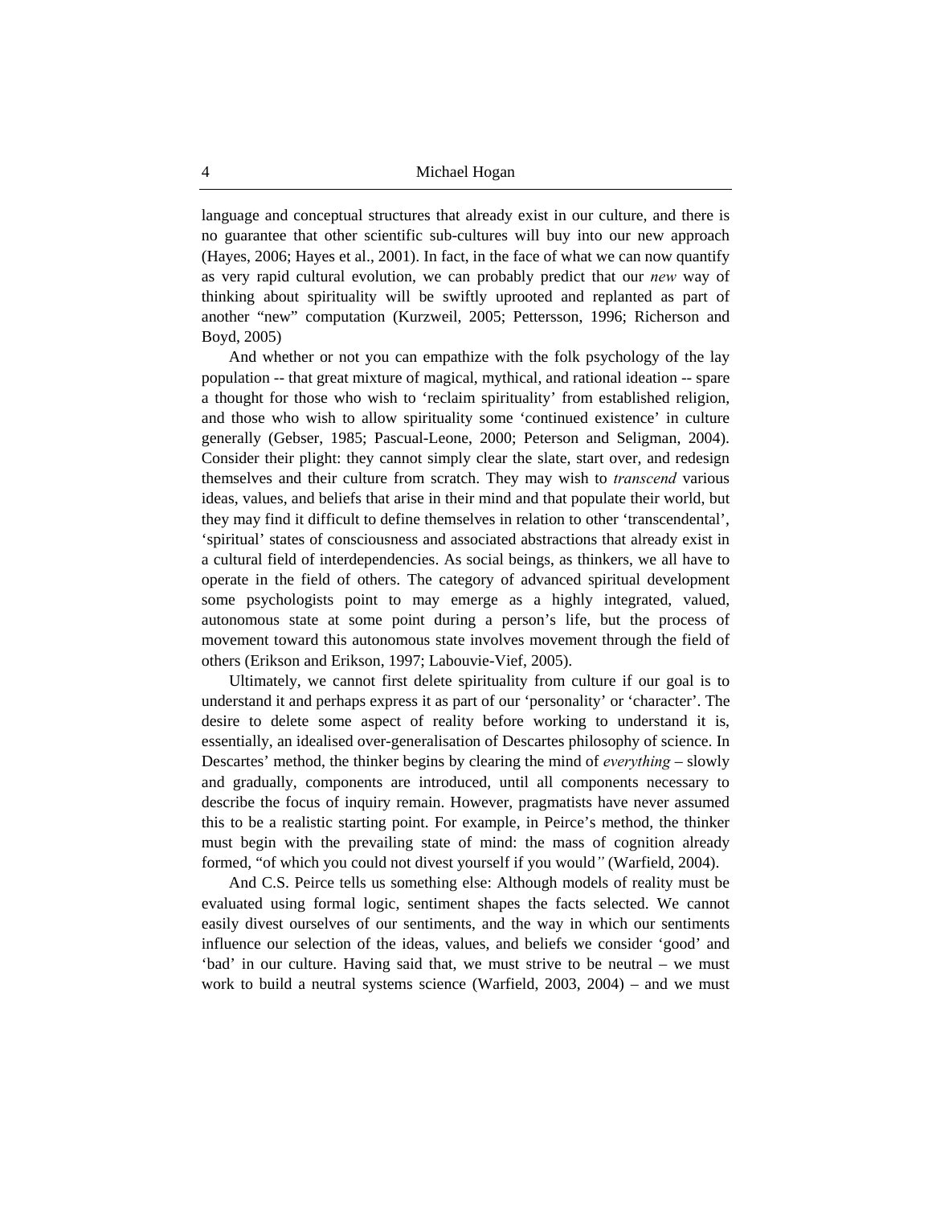language and conceptual structures that already exist in our culture, and there is no guarantee that other scientific sub-cultures will buy into our new approach (Hayes, 2006; Hayes et al., 2001). In fact, in the face of what we can now quantify as very rapid cultural evolution, we can probably predict that our *new* way of thinking about spirituality will be swiftly uprooted and replanted as part of another "new" computation (Kurzweil, 2005; Pettersson, 1996; Richerson and Boyd, 2005)

And whether or not you can empathize with the folk psychology of the lay population -- that great mixture of magical, mythical, and rational ideation -- spare a thought for those who wish to 'reclaim spirituality' from established religion, and those who wish to allow spirituality some 'continued existence' in culture generally (Gebser, 1985; Pascual-Leone, 2000; Peterson and Seligman, 2004). Consider their plight: they cannot simply clear the slate, start over, and redesign themselves and their culture from scratch. They may wish to *transcend* various ideas, values, and beliefs that arise in their mind and that populate their world, but they may find it difficult to define themselves in relation to other 'transcendental', 'spiritual' states of consciousness and associated abstractions that already exist in a cultural field of interdependencies. As social beings, as thinkers, we all have to operate in the field of others. The category of advanced spiritual development some psychologists point to may emerge as a highly integrated, valued, autonomous state at some point during a person's life, but the process of movement toward this autonomous state involves movement through the field of others (Erikson and Erikson, 1997; Labouvie-Vief, 2005).

Ultimately, we cannot first delete spirituality from culture if our goal is to understand it and perhaps express it as part of our 'personality' or 'character'. The desire to delete some aspect of reality before working to understand it is, essentially, an idealised over-generalisation of Descartes philosophy of science. In Descartes' method, the thinker begins by clearing the mind of *everything* – slowly and gradually, components are introduced, until all components necessary to describe the focus of inquiry remain. However, pragmatists have never assumed this to be a realistic starting point. For example, in Peirce's method, the thinker must begin with the prevailing state of mind: the mass of cognition already formed, "of which you could not divest yourself if you would" (Warfield, 2004).

And C.S. Peirce tells us something else: Although models of reality must be evaluated using formal logic, sentiment shapes the facts selected. We cannot easily divest ourselves of our sentiments, and the way in which our sentiments influence our selection of the ideas, values, and beliefs we consider 'good' and 'bad' in our culture. Having said that, we must strive to be neutral – we must work to build a neutral systems science (Warfield, 2003, 2004) – and we must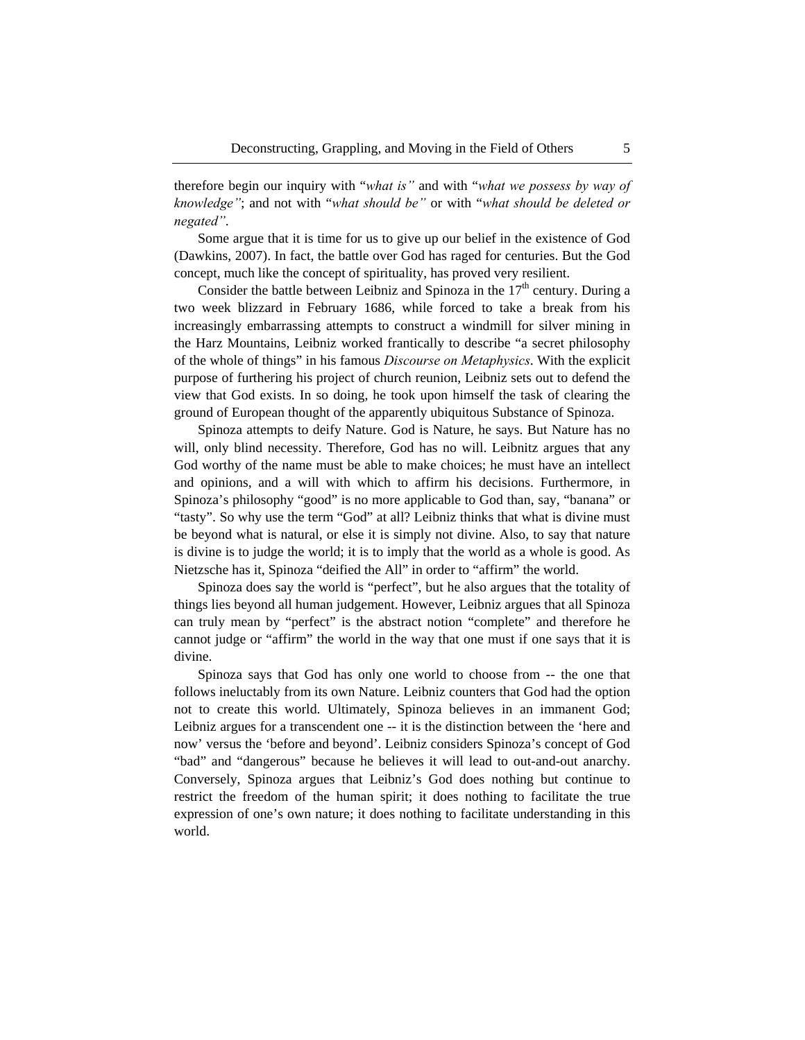therefore begin our inquiry with "*what is"* and with "*what we possess by way of knowledge"*; and not with "*what should be"* or with "*what should be deleted or negated"*.

Some argue that it is time for us to give up our belief in the existence of God (Dawkins, 2007). In fact, the battle over God has raged for centuries. But the God concept, much like the concept of spirituality, has proved very resilient.

Consider the battle between Leibniz and Spinoza in the 17th century. During a two week blizzard in February 1686, while forced to take a break from his increasingly embarrassing attempts to construct a windmill for silver mining in the Harz Mountains, Leibniz worked frantically to describe "a secret philosophy of the whole of things" in his famous *Discourse on Metaphysics*. With the explicit purpose of furthering his project of church reunion, Leibniz sets out to defend the view that God exists. In so doing, he took upon himself the task of clearing the ground of European thought of the apparently ubiquitous Substance of Spinoza.

Spinoza attempts to deify Nature. God is Nature, he says. But Nature has no will, only blind necessity. Therefore, God has no will. Leibnitz argues that any God worthy of the name must be able to make choices; he must have an intellect and opinions, and a will with which to affirm his decisions. Furthermore, in Spinoza's philosophy "good" is no more applicable to God than, say, "banana" or "tasty". So why use the term "God" at all? Leibniz thinks that what is divine must be beyond what is natural, or else it is simply not divine. Also, to say that nature is divine is to judge the world; it is to imply that the world as a whole is good. As Nietzsche has it, Spinoza "deified the All" in order to "affirm" the world.

Spinoza does say the world is "perfect", but he also argues that the totality of things lies beyond all human judgement. However, Leibniz argues that all Spinoza can truly mean by "perfect" is the abstract notion "complete" and therefore he cannot judge or "affirm" the world in the way that one must if one says that it is divine.

Spinoza says that God has only one world to choose from -- the one that follows ineluctably from its own Nature. Leibniz counters that God had the option not to create this world. Ultimately, Spinoza believes in an immanent God; Leibniz argues for a transcendent one -- it is the distinction between the 'here and now' versus the 'before and beyond'. Leibniz considers Spinoza's concept of God "bad" and "dangerous" because he believes it will lead to out-and-out anarchy. Conversely, Spinoza argues that Leibniz's God does nothing but continue to restrict the freedom of the human spirit; it does nothing to facilitate the true expression of one's own nature; it does nothing to facilitate understanding in this world.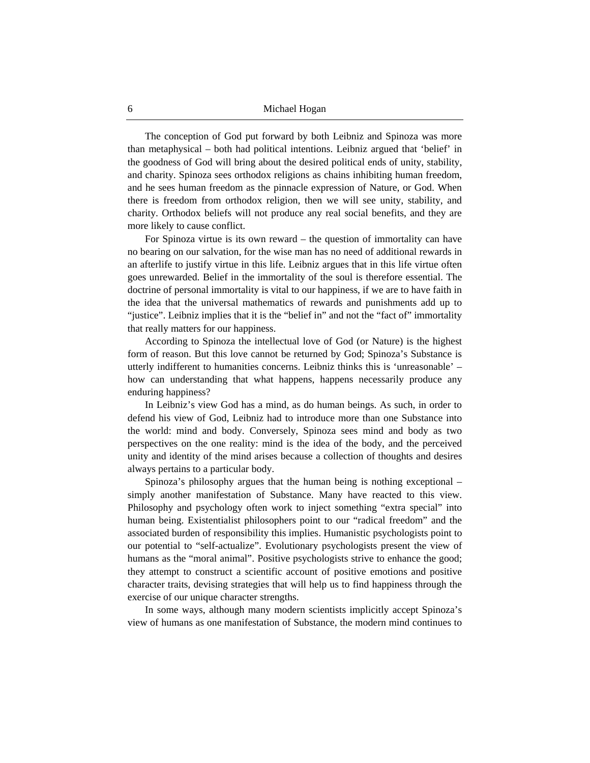The conception of God put forward by both Leibniz and Spinoza was more than metaphysical – both had political intentions. Leibniz argued that 'belief' in the goodness of God will bring about the desired political ends of unity, stability, and charity. Spinoza sees orthodox religions as chains inhibiting human freedom, and he sees human freedom as the pinnacle expression of Nature, or God. When there is freedom from orthodox religion, then we will see unity, stability, and charity. Orthodox beliefs will not produce any real social benefits, and they are more likely to cause conflict.

For Spinoza virtue is its own reward – the question of immortality can have no bearing on our salvation, for the wise man has no need of additional rewards in an afterlife to justify virtue in this life. Leibniz argues that in this life virtue often goes unrewarded. Belief in the immortality of the soul is therefore essential. The doctrine of personal immortality is vital to our happiness, if we are to have faith in the idea that the universal mathematics of rewards and punishments add up to "justice". Leibniz implies that it is the "belief in" and not the "fact of" immortality that really matters for our happiness.

According to Spinoza the intellectual love of God (or Nature) is the highest form of reason. But this love cannot be returned by God; Spinoza's Substance is utterly indifferent to humanities concerns. Leibniz thinks this is 'unreasonable' – how can understanding that what happens, happens necessarily produce any enduring happiness?

In Leibniz's view God has a mind, as do human beings. As such, in order to defend his view of God, Leibniz had to introduce more than one Substance into the world: mind and body. Conversely, Spinoza sees mind and body as two perspectives on the one reality: mind is the idea of the body, and the perceived unity and identity of the mind arises because a collection of thoughts and desires always pertains to a particular body.

Spinoza's philosophy argues that the human being is nothing exceptional – simply another manifestation of Substance. Many have reacted to this view. Philosophy and psychology often work to inject something "extra special" into human being. Existentialist philosophers point to our "radical freedom" and the associated burden of responsibility this implies. Humanistic psychologists point to our potential to "self-actualize". Evolutionary psychologists present the view of humans as the "moral animal". Positive psychologists strive to enhance the good; they attempt to construct a scientific account of positive emotions and positive character traits, devising strategies that will help us to find happiness through the exercise of our unique character strengths.

In some ways, although many modern scientists implicitly accept Spinoza's view of humans as one manifestation of Substance, the modern mind continues to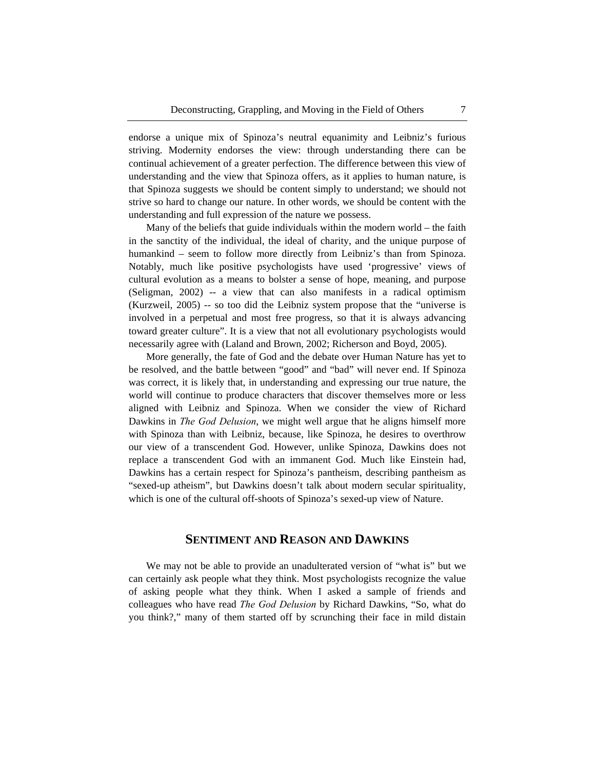endorse a unique mix of Spinoza's neutral equanimity and Leibniz's furious striving. Modernity endorses the view: through understanding there can be continual achievement of a greater perfection. The difference between this view of understanding and the view that Spinoza offers, as it applies to human nature, is that Spinoza suggests we should be content simply to understand; we should not strive so hard to change our nature. In other words, we should be content with the understanding and full expression of the nature we possess.

Many of the beliefs that guide individuals within the modern world – the faith in the sanctity of the individual, the ideal of charity, and the unique purpose of humankind – seem to follow more directly from Leibniz's than from Spinoza. Notably, much like positive psychologists have used 'progressive' views of cultural evolution as a means to bolster a sense of hope, meaning, and purpose (Seligman, 2002) -- a view that can also manifests in a radical optimism (Kurzweil, 2005) -- so too did the Leibniz system propose that the "universe is involved in a perpetual and most free progress, so that it is always advancing toward greater culture". It is a view that not all evolutionary psychologists would necessarily agree with (Laland and Brown, 2002; Richerson and Boyd, 2005).

More generally, the fate of God and the debate over Human Nature has yet to be resolved, and the battle between "good" and "bad" will never end. If Spinoza was correct, it is likely that, in understanding and expressing our true nature, the world will continue to produce characters that discover themselves more or less aligned with Leibniz and Spinoza. When we consider the view of Richard Dawkins in *The God Delusion*, we might well argue that he aligns himself more with Spinoza than with Leibniz, because, like Spinoza, he desires to overthrow our view of a transcendent God. However, unlike Spinoza, Dawkins does not replace a transcendent God with an immanent God. Much like Einstein had, Dawkins has a certain respect for Spinoza's pantheism, describing pantheism as "sexed-up atheism", but Dawkins doesn't talk about modern secular spirituality, which is one of the cultural off-shoots of Spinoza's sexed-up view of Nature.

## SENTIMENT AND REASON AND DAWKINS

We may not be able to provide an unadulterated version of "what is" but we can certainly ask people what they think. Most psychologists recognize the value of asking people what they think. When I asked a sample of friends and colleagues who have read *The God Delusion* by Richard Dawkins, "So, what do you think?," many of them started off by scrunching their face in mild distain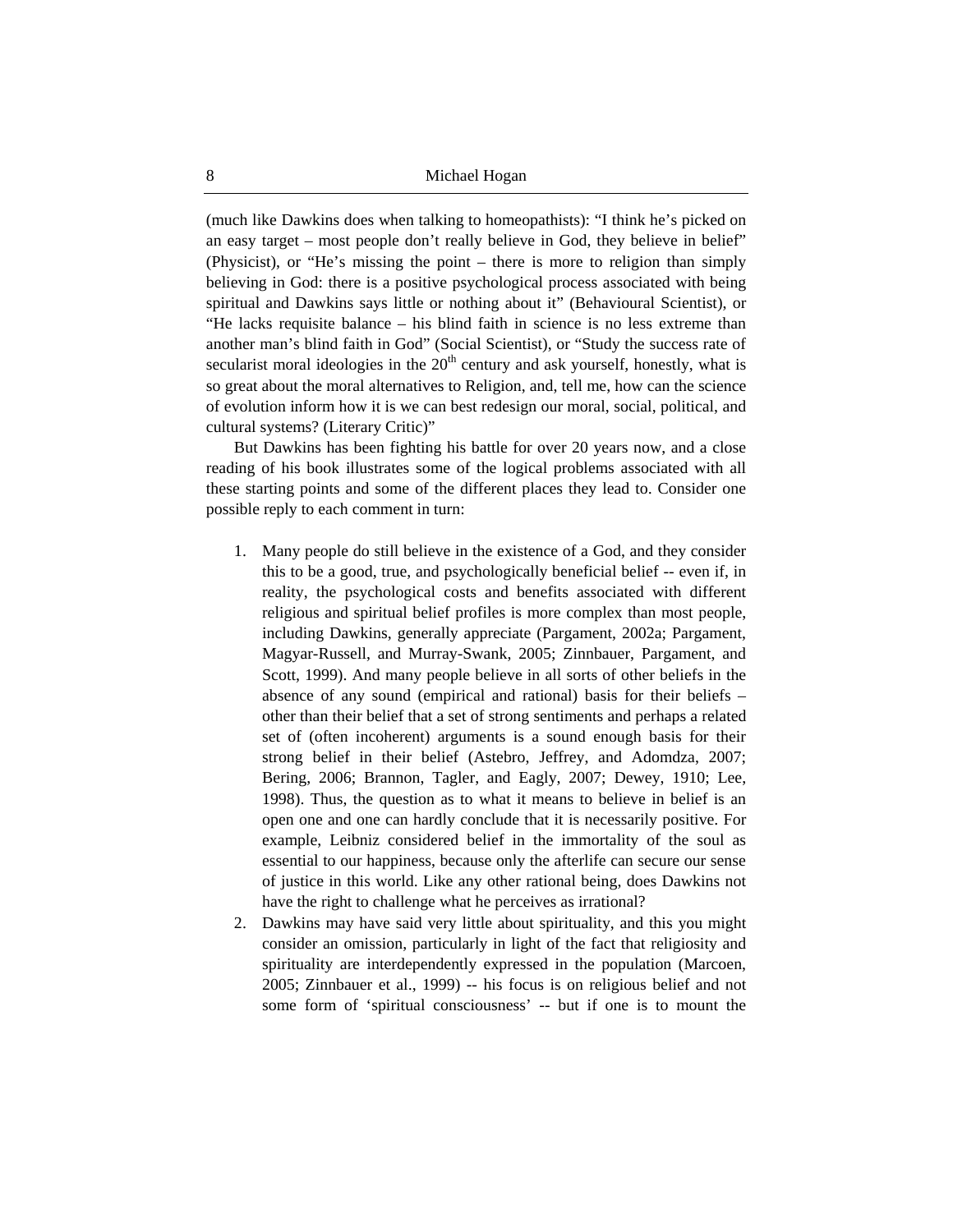(much like Dawkins does when talking to homeopathists): "I think he's picked on an easy target – most people don't really believe in God, they believe in belief" (Physicist), or "He's missing the point – there is more to religion than simply believing in God: there is a positive psychological process associated with being spiritual and Dawkins says little or nothing about it" (Behavioural Scientist), or "He lacks requisite balance – his blind faith in science is no less extreme than another man's blind faith in God" (Social Scientist), or "Study the success rate of secularist moral ideologies in the 20th century and ask yourself, honestly, what is so great about the moral alternatives to Religion, and, tell me, how can the science of evolution inform how it is we can best redesign our moral, social, political, and cultural systems? (Literary Critic)"

But Dawkins has been fighting his battle for over 20 years now, and a close reading of his book illustrates some of the logical problems associated with all these starting points and some of the different places they lead to. Consider one possible reply to each comment in turn:

1. Many people do still believe in the existence of a God, and they consider this to be a good, true, and psychologically beneficial belief -- even if, in reality, the psychological costs and benefits associated with different religious and spiritual belief profiles is more complex than most people, including Dawkins, generally appreciate (Pargament, 2002a; Pargament, Magyar-Russell, and Murray-Swank, 2005; Zinnbauer, Pargament, and Scott, 1999). And many people believe in all sorts of other beliefs in the absence of any sound (empirical and rational) basis for their beliefs – other than their belief that a set of strong sentiments and perhaps a related set of (often incoherent) arguments is a sound enough basis for their strong belief in their belief (Astebro, Jeffrey, and Adomdza, 2007; Bering, 2006; Brannon, Tagler, and Eagly, 2007; Dewey, 1910; Lee, 1998). Thus, the question as to what it means to believe in belief is an open one and one can hardly conclude that it is necessarily positive. For example, Leibniz considered belief in the immortality of the soul as essential to our happiness, because only the afterlife can secure our sense of justice in this world. Like any other rational being, does Dawkins not have the right to challenge what he perceives as irrational?
2. Dawkins may have said very little about spirituality, and this you might consider an omission, particularly in light of the fact that religiosity and spirituality are interdependently expressed in the population (Marcoen, 2005; Zinnbauer et al., 1999) -- his focus is on religious belief and not some form of 'spiritual consciousness' -- but if one is to mount the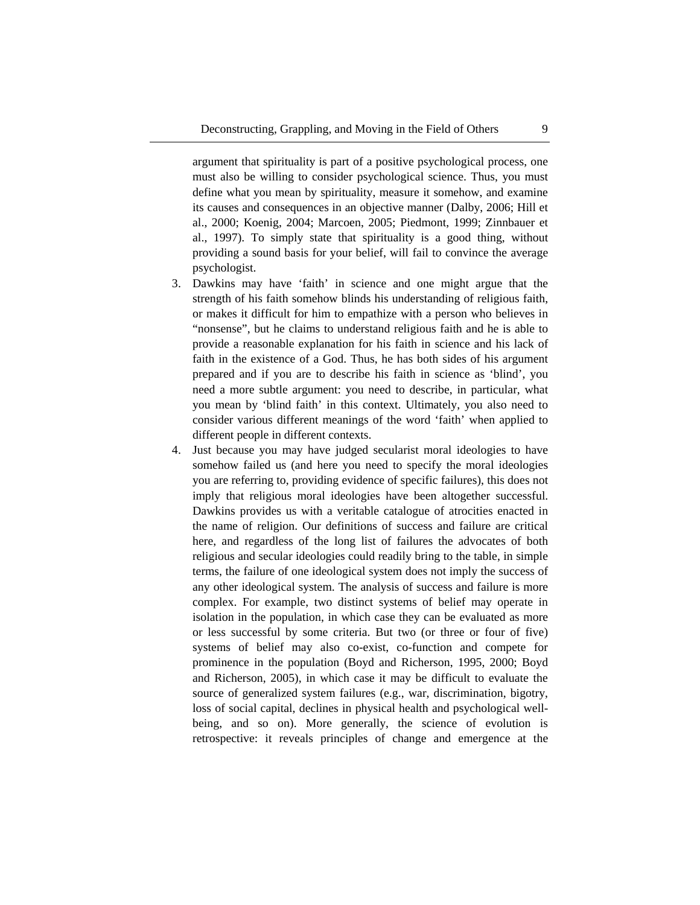argument that spirituality is part of a positive psychological process, one must also be willing to consider psychological science. Thus, you must define what you mean by spirituality, measure it somehow, and examine its causes and consequences in an objective manner (Dalby, 2006; Hill et al., 2000; Koenig, 2004; Marcoen, 2005; Piedmont, 1999; Zinnbauer et al., 1997). To simply state that spirituality is a good thing, without providing a sound basis for your belief, will fail to convince the average psychologist.

3. Dawkins may have 'faith' in science and one might argue that the strength of his faith somehow blinds his understanding of religious faith, or makes it difficult for him to empathize with a person who believes in "nonsense", but he claims to understand religious faith and he is able to provide a reasonable explanation for his faith in science and his lack of faith in the existence of a God. Thus, he has both sides of his argument prepared and if you are to describe his faith in science as 'blind', you need a more subtle argument: you need to describe, in particular, what you mean by 'blind faith' in this context. Ultimately, you also need to consider various different meanings of the word 'faith' when applied to different people in different contexts.
4. Just because you may have judged secularist moral ideologies to have somehow failed us (and here you need to specify the moral ideologies you are referring to, providing evidence of specific failures), this does not imply that religious moral ideologies have been altogether successful. Dawkins provides us with a veritable catalogue of atrocities enacted in the name of religion. Our definitions of success and failure are critical here, and regardless of the long list of failures the advocates of both religious and secular ideologies could readily bring to the table, in simple terms, the failure of one ideological system does not imply the success of any other ideological system. The analysis of success and failure is more complex. For example, two distinct systems of belief may operate in isolation in the population, in which case they can be evaluated as more or less successful by some criteria. But two (or three or four of five) systems of belief may also co-exist, co-function and compete for prominence in the population (Boyd and Richerson, 1995, 2000; Boyd and Richerson, 2005), in which case it may be difficult to evaluate the source of generalized system failures (e.g., war, discrimination, bigotry, loss of social capital, declines in physical health and psychological well-being, and so on). More generally, the science of evolution is retrospective: it reveals principles of change and emergence at the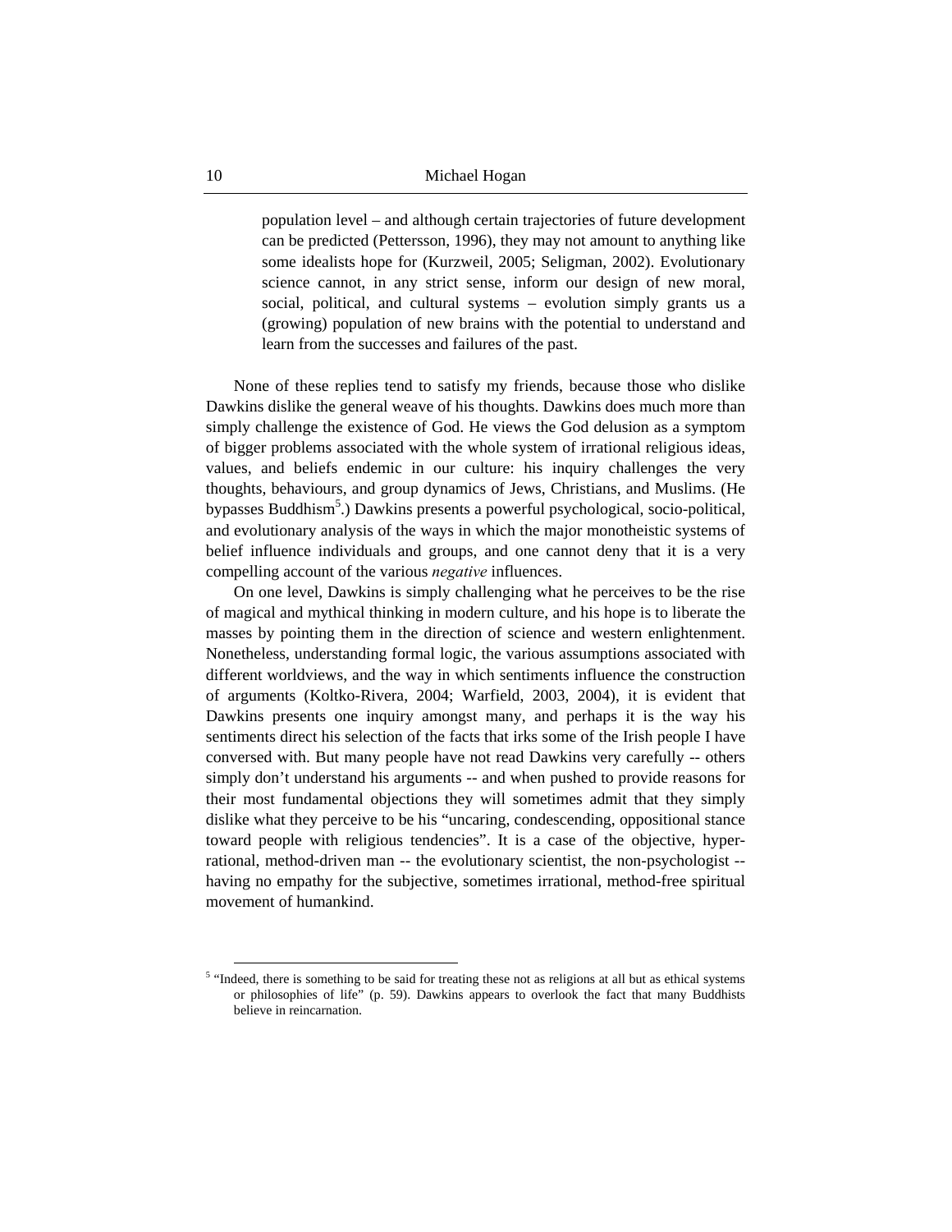> population level – and although certain trajectories of future development can be predicted (Pettersson, 1996), they may not amount to anything like some idealists hope for (Kurzweil, 2005; Seligman, 2002). Evolutionary science cannot, in any strict sense, inform our design of new moral, social, political, and cultural systems – evolution simply grants us a (growing) population of new brains with the potential to understand and learn from the successes and failures of the past.

None of these replies tend to satisfy my friends, because those who dislike Dawkins dislike the general weave of his thoughts. Dawkins does much more than simply challenge the existence of God. He views the God delusion as a symptom of bigger problems associated with the whole system of irrational religious ideas, values, and beliefs endemic in our culture: his inquiry challenges the very thoughts, behaviours, and group dynamics of Jews, Christians, and Muslims. (He bypasses Buddhism[5].) Dawkins presents a powerful psychological, socio-political, and evolutionary analysis of the ways in which the major monotheistic systems of belief influence individuals and groups, and one cannot deny that it is a very compelling account of the various *negative* influences.

On one level, Dawkins is simply challenging what he perceives to be the rise of magical and mythical thinking in modern culture, and his hope is to liberate the masses by pointing them in the direction of science and western enlightenment. Nonetheless, understanding formal logic, the various assumptions associated with different worldviews, and the way in which sentiments influence the construction of arguments (Koltko-Rivera, 2004; Warfield, 2003, 2004), it is evident that Dawkins presents one inquiry amongst many, and perhaps it is the way his sentiments direct his selection of the facts that irks some of the Irish people I have conversed with. But many people have not read Dawkins very carefully -- others simply don't understand his arguments -- and when pushed to provide reasons for their most fundamental objections they will sometimes admit that they simply dislike what they perceive to be his "uncaring, condescending, oppositional stance toward people with religious tendencies". It is a case of the objective, hyper-rational, method-driven man -- the evolutionary scientist, the non-psychologist -- having no empathy for the subjective, sometimes irrational, method-free spiritual movement of humankind.

---

[5] "Indeed, there is something to be said for treating these not as religions at all but as ethical systems or philosophies of life" (p. 59). Dawkins appears to overlook the fact that many Buddhists believe in reincarnation.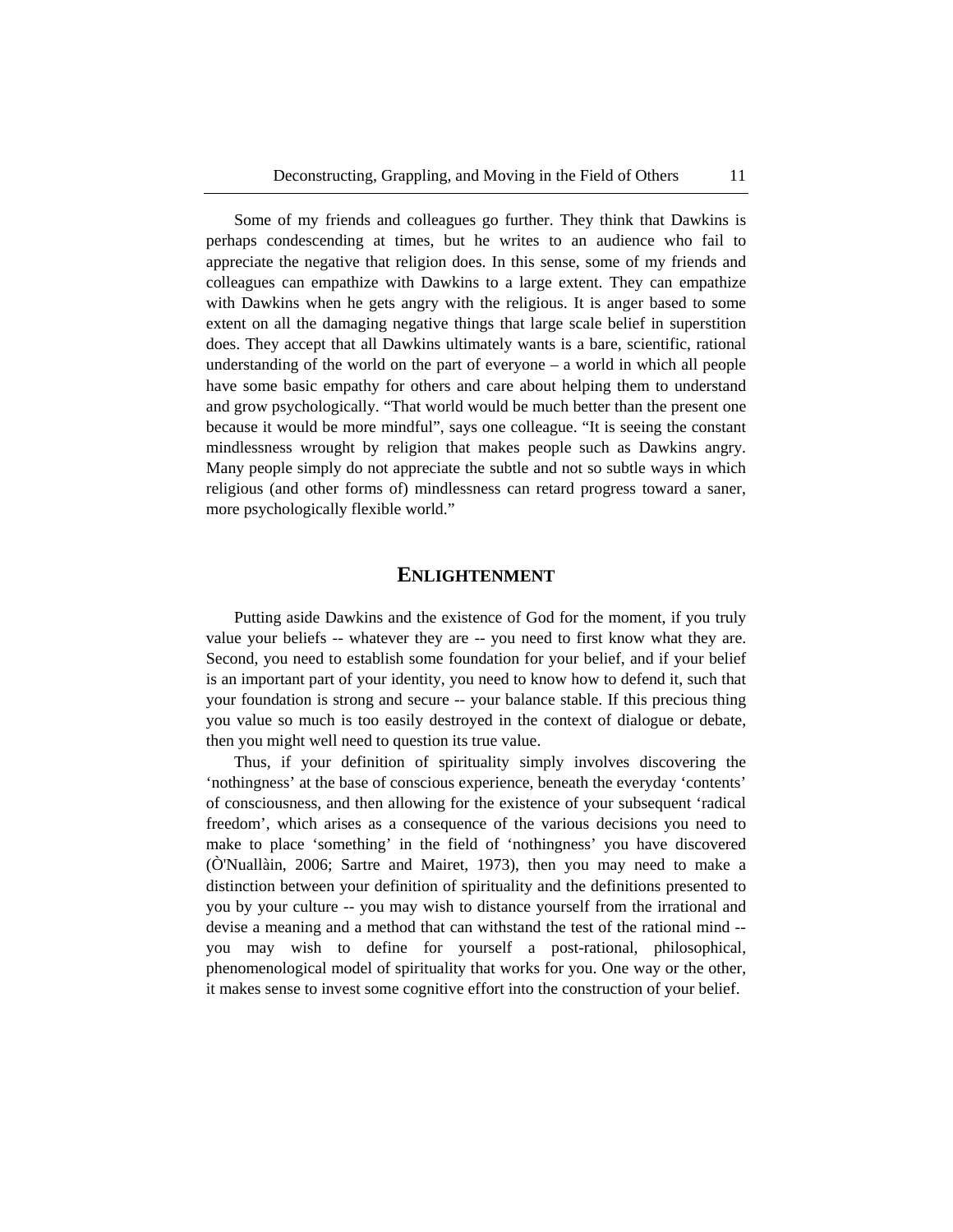Some of my friends and colleagues go further. They think that Dawkins is perhaps condescending at times, but he writes to an audience who fail to appreciate the negative that religion does. In this sense, some of my friends and colleagues can empathize with Dawkins to a large extent. They can empathize with Dawkins when he gets angry with the religious. It is anger based to some extent on all the damaging negative things that large scale belief in superstition does. They accept that all Dawkins ultimately wants is a bare, scientific, rational understanding of the world on the part of everyone – a world in which all people have some basic empathy for others and care about helping them to understand and grow psychologically. “That world would be much better than the present one because it would be more mindful”, says one colleague. “It is seeing the constant mindlessness wrought by religion that makes people such as Dawkins angry. Many people simply do not appreciate the subtle and not so subtle ways in which religious (and other forms of) mindlessness can retard progress toward a saner, more psychologically flexible world.”

## ENLIGHTENMENT

Putting aside Dawkins and the existence of God for the moment, if you truly value your beliefs -- whatever they are -- you need to first know what they are. Second, you need to establish some foundation for your belief, and if your belief is an important part of your identity, you need to know how to defend it, such that your foundation is strong and secure -- your balance stable. If this precious thing you value so much is too easily destroyed in the context of dialogue or debate, then you might well need to question its true value.

Thus, if your definition of spirituality simply involves discovering the ‘nothingness’ at the base of conscious experience, beneath the everyday ‘contents’ of consciousness, and then allowing for the existence of your subsequent ‘radical freedom’, which arises as a consequence of the various decisions you need to make to place ‘something’ in the field of ‘nothingness’ you have discovered (Ò'Nuallàin, 2006; Sartre and Mairet, 1973), then you may need to make a distinction between your definition of spirituality and the definitions presented to you by your culture -- you may wish to distance yourself from the irrational and devise a meaning and a method that can withstand the test of the rational mind -- you may wish to define for yourself a post-rational, philosophical, phenomenological model of spirituality that works for you. One way or the other, it makes sense to invest some cognitive effort into the construction of your belief.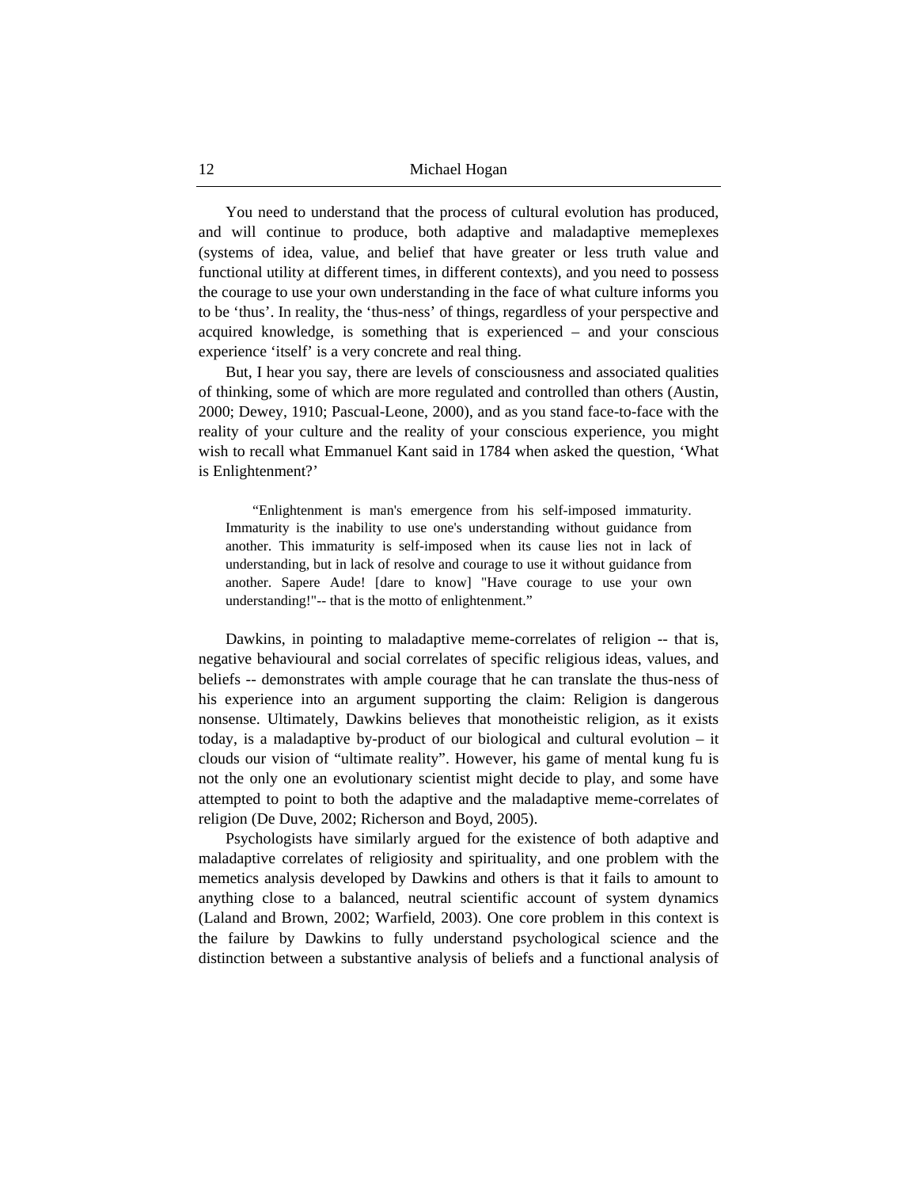You need to understand that the process of cultural evolution has produced, and will continue to produce, both adaptive and maladaptive memeplexes (systems of idea, value, and belief that have greater or less truth value and functional utility at different times, in different contexts), and you need to possess the courage to use your own understanding in the face of what culture informs you to be 'thus'. In reality, the 'thus-ness' of things, regardless of your perspective and acquired knowledge, is something that is experienced – and your conscious experience 'itself' is a very concrete and real thing.

But, I hear you say, there are levels of consciousness and associated qualities of thinking, some of which are more regulated and controlled than others (Austin, 2000; Dewey, 1910; Pascual-Leone, 2000), and as you stand face-to-face with the reality of your culture and the reality of your conscious experience, you might wish to recall what Emmanuel Kant said in 1784 when asked the question, 'What is Enlightenment?'

> "Enlightenment is man's emergence from his self-imposed immaturity. Immaturity is the inability to use one's understanding without guidance from another. This immaturity is self-imposed when its cause lies not in lack of understanding, but in lack of resolve and courage to use it without guidance from another. Sapere Aude! [dare to know] "Have courage to use your own understanding!"-- that is the motto of enlightenment."

Dawkins, in pointing to maladaptive meme-correlates of religion -- that is, negative behavioural and social correlates of specific religious ideas, values, and beliefs -- demonstrates with ample courage that he can translate the thus-ness of his experience into an argument supporting the claim: Religion is dangerous nonsense. Ultimately, Dawkins believes that monotheistic religion, as it exists today, is a maladaptive by-product of our biological and cultural evolution – it clouds our vision of "ultimate reality". However, his game of mental kung fu is not the only one an evolutionary scientist might decide to play, and some have attempted to point to both the adaptive and the maladaptive meme-correlates of religion (De Duve, 2002; Richerson and Boyd, 2005).

Psychologists have similarly argued for the existence of both adaptive and maladaptive correlates of religiosity and spirituality, and one problem with the memetics analysis developed by Dawkins and others is that it fails to amount to anything close to a balanced, neutral scientific account of system dynamics (Laland and Brown, 2002; Warfield, 2003). One core problem in this context is the failure by Dawkins to fully understand psychological science and the distinction between a substantive analysis of beliefs and a functional analysis of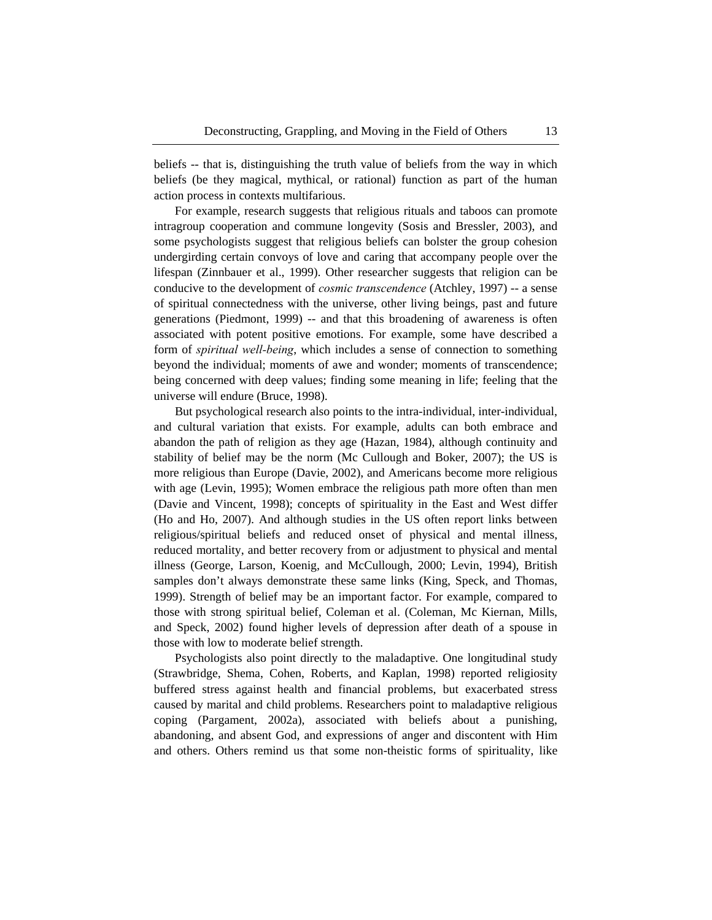beliefs -- that is, distinguishing the truth value of beliefs from the way in which beliefs (be they magical, mythical, or rational) function as part of the human action process in contexts multifarious.

For example, research suggests that religious rituals and taboos can promote intragroup cooperation and commune longevity (Sosis and Bressler, 2003), and some psychologists suggest that religious beliefs can bolster the group cohesion undergirding certain convoys of love and caring that accompany people over the lifespan (Zinnbauer et al., 1999). Other researcher suggests that religion can be conducive to the development of *cosmic transcendence* (Atchley, 1997) -- a sense of spiritual connectedness with the universe, other living beings, past and future generations (Piedmont, 1999) -- and that this broadening of awareness is often associated with potent positive emotions. For example, some have described a form of *spiritual well-being*, which includes a sense of connection to something beyond the individual; moments of awe and wonder; moments of transcendence; being concerned with deep values; finding some meaning in life; feeling that the universe will endure (Bruce, 1998).

But psychological research also points to the intra-individual, inter-individual, and cultural variation that exists. For example, adults can both embrace and abandon the path of religion as they age (Hazan, 1984), although continuity and stability of belief may be the norm (Mc Cullough and Boker, 2007); the US is more religious than Europe (Davie, 2002), and Americans become more religious with age (Levin, 1995); Women embrace the religious path more often than men (Davie and Vincent, 1998); concepts of spirituality in the East and West differ (Ho and Ho, 2007). And although studies in the US often report links between religious/spiritual beliefs and reduced onset of physical and mental illness, reduced mortality, and better recovery from or adjustment to physical and mental illness (George, Larson, Koenig, and McCullough, 2000; Levin, 1994), British samples don't always demonstrate these same links (King, Speck, and Thomas, 1999). Strength of belief may be an important factor. For example, compared to those with strong spiritual belief, Coleman et al. (Coleman, Mc Kiernan, Mills, and Speck, 2002) found higher levels of depression after death of a spouse in those with low to moderate belief strength.

Psychologists also point directly to the maladaptive. One longitudinal study (Strawbridge, Shema, Cohen, Roberts, and Kaplan, 1998) reported religiosity buffered stress against health and financial problems, but exacerbated stress caused by marital and child problems. Researchers point to maladaptive religious coping (Pargament, 2002a), associated with beliefs about a punishing, abandoning, and absent God, and expressions of anger and discontent with Him and others. Others remind us that some non-theistic forms of spirituality, like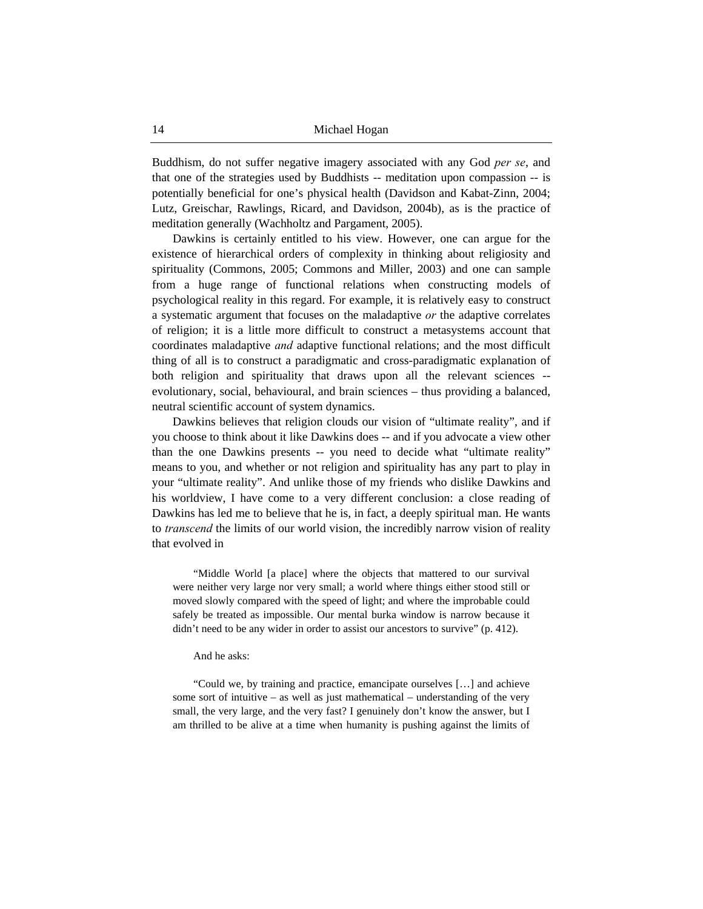Buddhism, do not suffer negative imagery associated with any God *per se*, and that one of the strategies used by Buddhists -- meditation upon compassion -- is potentially beneficial for one's physical health (Davidson and Kabat-Zinn, 2004; Lutz, Greischar, Rawlings, Ricard, and Davidson, 2004b), as is the practice of meditation generally (Wachholtz and Pargament, 2005).

Dawkins is certainly entitled to his view. However, one can argue for the existence of hierarchical orders of complexity in thinking about religiosity and spirituality (Commons, 2005; Commons and Miller, 2003) and one can sample from a huge range of functional relations when constructing models of psychological reality in this regard. For example, it is relatively easy to construct a systematic argument that focuses on the maladaptive *or* the adaptive correlates of religion; it is a little more difficult to construct a metasystems account that coordinates maladaptive *and* adaptive functional relations; and the most difficult thing of all is to construct a paradigmatic and cross-paradigmatic explanation of both religion and spirituality that draws upon all the relevant sciences -- evolutionary, social, behavioural, and brain sciences – thus providing a balanced, neutral scientific account of system dynamics.

Dawkins believes that religion clouds our vision of "ultimate reality", and if you choose to think about it like Dawkins does -- and if you advocate a view other than the one Dawkins presents -- you need to decide what "ultimate reality" means to you, and whether or not religion and spirituality has any part to play in your "ultimate reality". And unlike those of my friends who dislike Dawkins and his worldview, I have come to a very different conclusion: a close reading of Dawkins has led me to believe that he is, in fact, a deeply spiritual man. He wants to *transcend* the limits of our world vision, the incredibly narrow vision of reality that evolved in

> "Middle World [a place] where the objects that mattered to our survival were neither very large nor very small; a world where things either stood still or moved slowly compared with the speed of light; and where the improbable could safely be treated as impossible. Our mental burka window is narrow because it didn't need to be any wider in order to assist our ancestors to survive" (p. 412).

And he asks:

> "Could we, by training and practice, emancipate ourselves […] and achieve some sort of intuitive – as well as just mathematical – understanding of the very small, the very large, and the very fast? I genuinely don't know the answer, but I am thrilled to be alive at a time when humanity is pushing against the limits of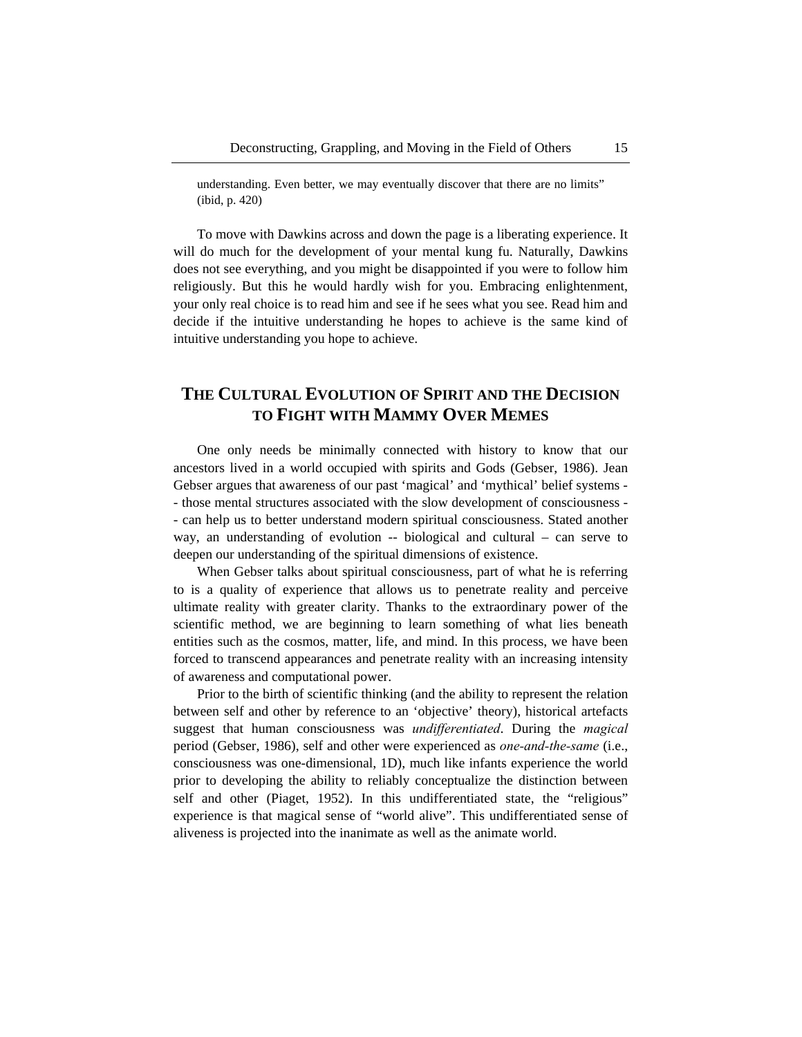understanding. Even better, we may eventually discover that there are no limits" (ibid, p. 420)

To move with Dawkins across and down the page is a liberating experience. It will do much for the development of your mental kung fu. Naturally, Dawkins does not see everything, and you might be disappointed if you were to follow him religiously. But this he would hardly wish for you. Embracing enlightenment, your only real choice is to read him and see if he sees what you see. Read him and decide if the intuitive understanding he hopes to achieve is the same kind of intuitive understanding you hope to achieve.

## THE CULTURAL EVOLUTION OF SPIRIT AND THE DECISION TO FIGHT WITH MAMMY OVER MEMES

One only needs be minimally connected with history to know that our ancestors lived in a world occupied with spirits and Gods (Gebser, 1986). Jean Gebser argues that awareness of our past 'magical' and 'mythical' belief systems -- those mental structures associated with the slow development of consciousness -- can help us to better understand modern spiritual consciousness. Stated another way, an understanding of evolution -- biological and cultural – can serve to deepen our understanding of the spiritual dimensions of existence.

When Gebser talks about spiritual consciousness, part of what he is referring to is a quality of experience that allows us to penetrate reality and perceive ultimate reality with greater clarity. Thanks to the extraordinary power of the scientific method, we are beginning to learn something of what lies beneath entities such as the cosmos, matter, life, and mind. In this process, we have been forced to transcend appearances and penetrate reality with an increasing intensity of awareness and computational power.

Prior to the birth of scientific thinking (and the ability to represent the relation between self and other by reference to an 'objective' theory), historical artefacts suggest that human consciousness was *undifferentiated*. During the *magical* period (Gebser, 1986), self and other were experienced as *one-and-the-same* (i.e., consciousness was one-dimensional, 1D), much like infants experience the world prior to developing the ability to reliably conceptualize the distinction between self and other (Piaget, 1952). In this undifferentiated state, the "religious" experience is that magical sense of "world alive". This undifferentiated sense of aliveness is projected into the inanimate as well as the animate world.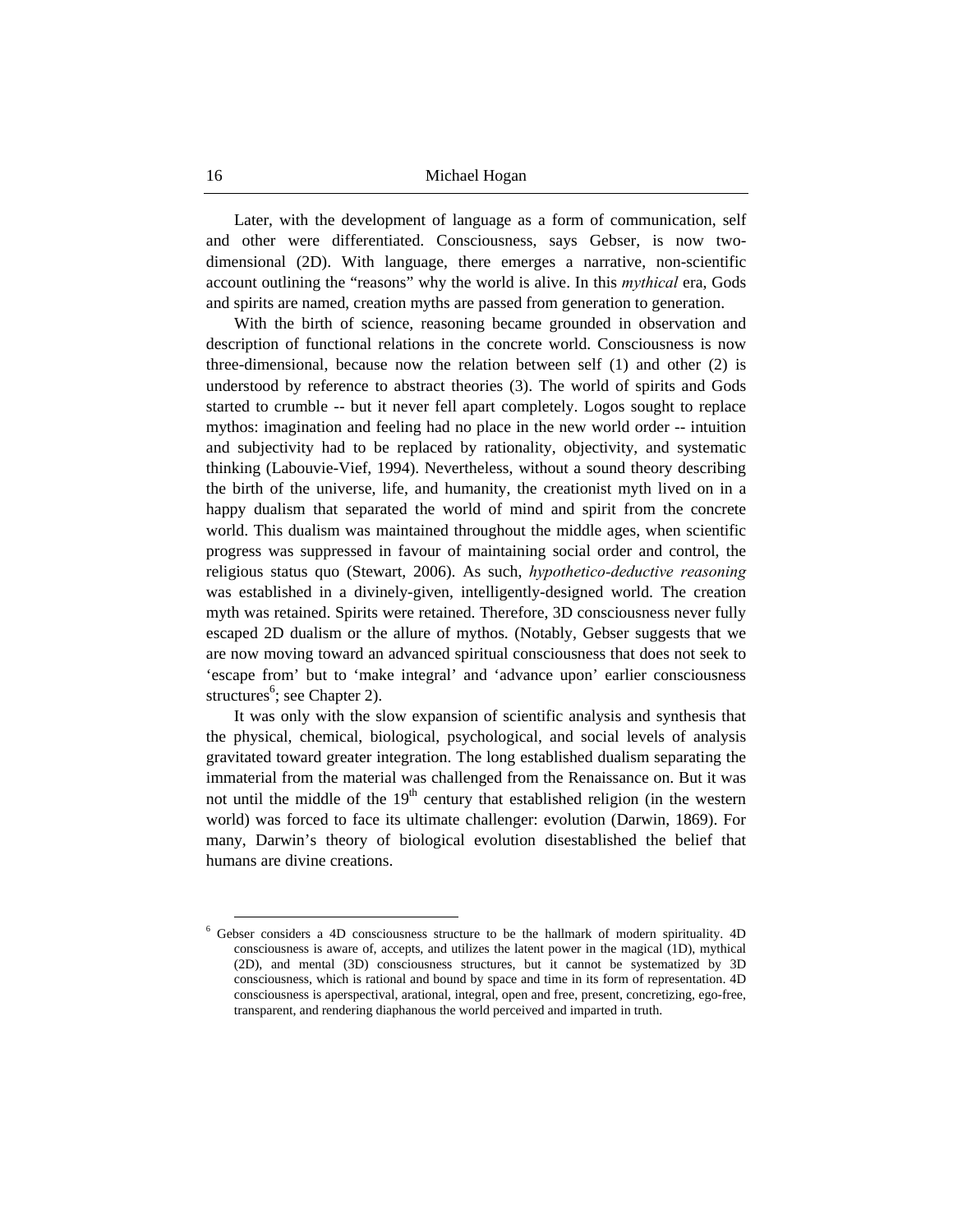Later, with the development of language as a form of communication, self and other were differentiated. Consciousness, says Gebser, is now two-dimensional (2D). With language, there emerges a narrative, non-scientific account outlining the "reasons" why the world is alive. In this *mythical* era, Gods and spirits are named, creation myths are passed from generation to generation.

With the birth of science, reasoning became grounded in observation and description of functional relations in the concrete world. Consciousness is now three-dimensional, because now the relation between self (1) and other (2) is understood by reference to abstract theories (3). The world of spirits and Gods started to crumble -- but it never fell apart completely. Logos sought to replace mythos: imagination and feeling had no place in the new world order -- intuition and subjectivity had to be replaced by rationality, objectivity, and systematic thinking (Labouvie-Vief, 1994). Nevertheless, without a sound theory describing the birth of the universe, life, and humanity, the creationist myth lived on in a happy dualism that separated the world of mind and spirit from the concrete world. This dualism was maintained throughout the middle ages, when scientific progress was suppressed in favour of maintaining social order and control, the religious status quo (Stewart, 2006). As such, *hypothetico-deductive reasoning* was established in a divinely-given, intelligently-designed world. The creation myth was retained. Spirits were retained. Therefore, 3D consciousness never fully escaped 2D dualism or the allure of mythos. (Notably, Gebser suggests that we are now moving toward an advanced spiritual consciousness that does not seek to 'escape from' but to 'make integral' and 'advance upon' earlier consciousness structures[6]; see Chapter 2).

It was only with the slow expansion of scientific analysis and synthesis that the physical, chemical, biological, psychological, and social levels of analysis gravitated toward greater integration. The long established dualism separating the immaterial from the material was challenged from the Renaissance on. But it was not until the middle of the 19th century that established religion (in the western world) was forced to face its ultimate challenger: evolution (Darwin, 1869). For many, Darwin's theory of biological evolution disestablished the belief that humans are divine creations.

[6] Gebser considers a 4D consciousness structure to be the hallmark of modern spirituality. 4D consciousness is aware of, accepts, and utilizes the latent power in the magical (1D), mythical (2D), and mental (3D) consciousness structures, but it cannot be systematized by 3D consciousness, which is rational and bound by space and time in its form of representation. 4D consciousness is aperspectival, arational, integral, open and free, present, concretizing, ego-free, transparent, and rendering diaphanous the world perceived and imparted in truth.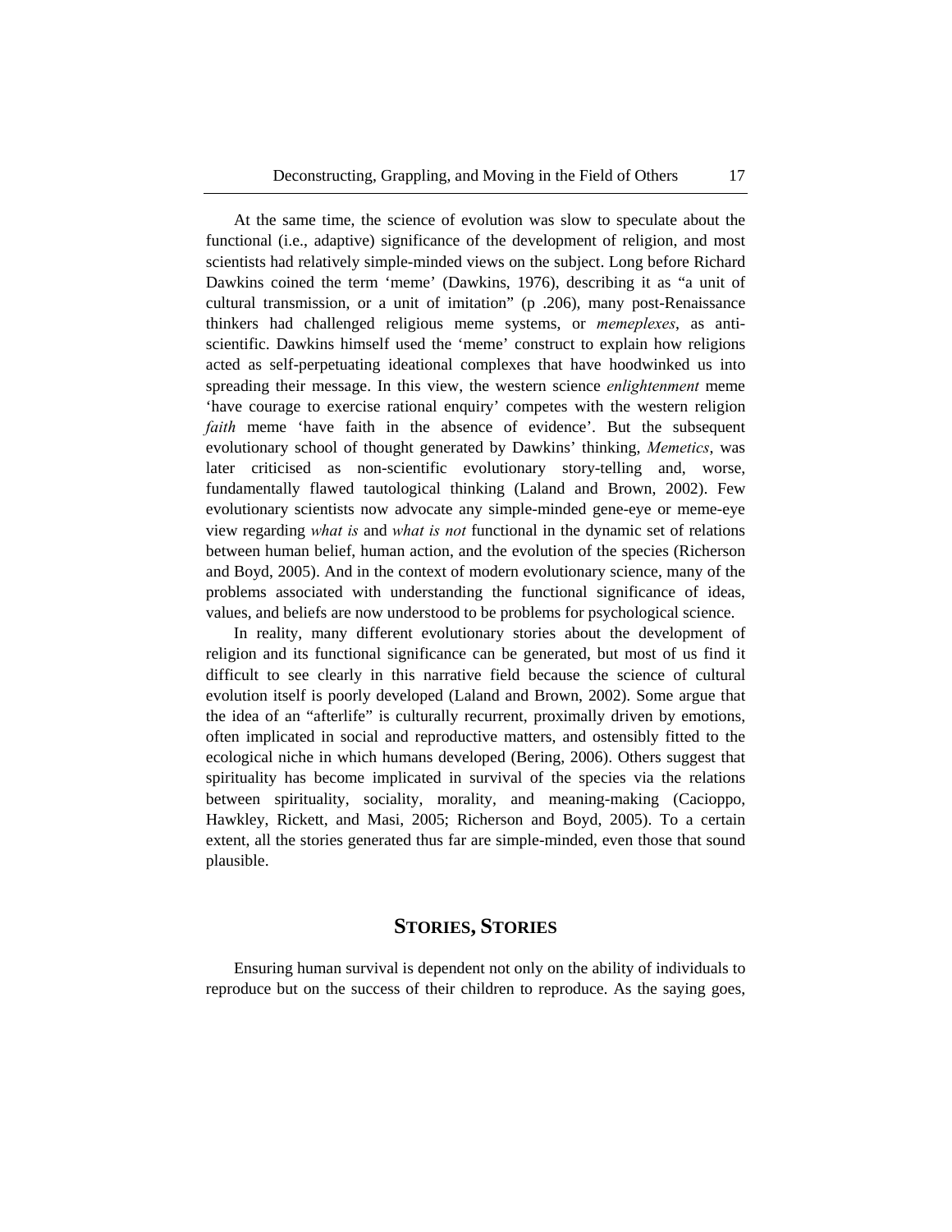At the same time, the science of evolution was slow to speculate about the functional (i.e., adaptive) significance of the development of religion, and most scientists had relatively simple-minded views on the subject. Long before Richard Dawkins coined the term 'meme' (Dawkins, 1976), describing it as "a unit of cultural transmission, or a unit of imitation" (p .206), many post-Renaissance thinkers had challenged religious meme systems, or *memeplexes*, as anti-scientific. Dawkins himself used the 'meme' construct to explain how religions acted as self-perpetuating ideational complexes that have hoodwinked us into spreading their message. In this view, the western science *enlightenment* meme 'have courage to exercise rational enquiry' competes with the western religion *faith* meme 'have faith in the absence of evidence'. But the subsequent evolutionary school of thought generated by Dawkins' thinking, *Memetics*, was later criticised as non-scientific evolutionary story-telling and, worse, fundamentally flawed tautological thinking (Laland and Brown, 2002). Few evolutionary scientists now advocate any simple-minded gene-eye or meme-eye view regarding *what is* and *what is not* functional in the dynamic set of relations between human belief, human action, and the evolution of the species (Richerson and Boyd, 2005). And in the context of modern evolutionary science, many of the problems associated with understanding the functional significance of ideas, values, and beliefs are now understood to be problems for psychological science.

In reality, many different evolutionary stories about the development of religion and its functional significance can be generated, but most of us find it difficult to see clearly in this narrative field because the science of cultural evolution itself is poorly developed (Laland and Brown, 2002). Some argue that the idea of an "afterlife" is culturally recurrent, proximally driven by emotions, often implicated in social and reproductive matters, and ostensibly fitted to the ecological niche in which humans developed (Bering, 2006). Others suggest that spirituality has become implicated in survival of the species via the relations between spirituality, sociality, morality, and meaning-making (Cacioppo, Hawkley, Rickett, and Masi, 2005; Richerson and Boyd, 2005). To a certain extent, all the stories generated thus far are simple-minded, even those that sound plausible.

## STORIES, STORIES

Ensuring human survival is dependent not only on the ability of individuals to reproduce but on the success of their children to reproduce. As the saying goes,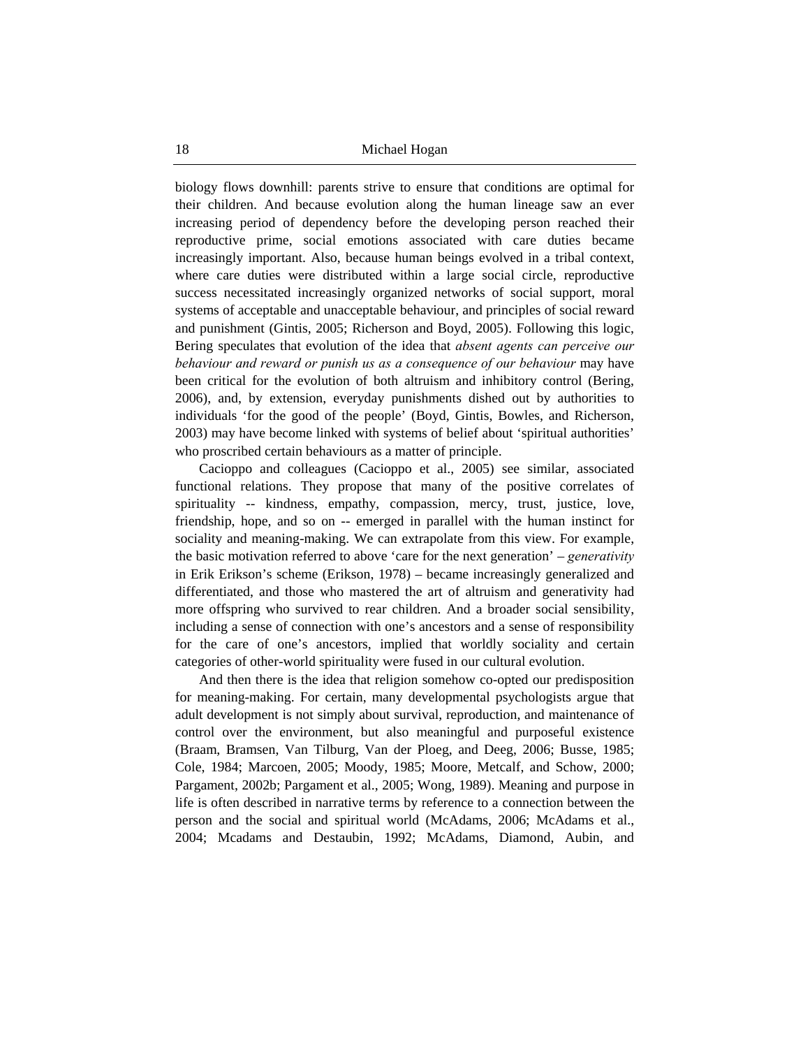biology flows downhill: parents strive to ensure that conditions are optimal for their children. And because evolution along the human lineage saw an ever increasing period of dependency before the developing person reached their reproductive prime, social emotions associated with care duties became increasingly important. Also, because human beings evolved in a tribal context, where care duties were distributed within a large social circle, reproductive success necessitated increasingly organized networks of social support, moral systems of acceptable and unacceptable behaviour, and principles of social reward and punishment (Gintis, 2005; Richerson and Boyd, 2005). Following this logic, Bering speculates that evolution of the idea that *absent agents can perceive our behaviour and reward or punish us as a consequence of our behaviour* may have been critical for the evolution of both altruism and inhibitory control (Bering, 2006), and, by extension, everyday punishments dished out by authorities to individuals 'for the good of the people' (Boyd, Gintis, Bowles, and Richerson, 2003) may have become linked with systems of belief about 'spiritual authorities' who proscribed certain behaviours as a matter of principle.

Cacioppo and colleagues (Cacioppo et al., 2005) see similar, associated functional relations. They propose that many of the positive correlates of spirituality -- kindness, empathy, compassion, mercy, trust, justice, love, friendship, hope, and so on -- emerged in parallel with the human instinct for sociality and meaning-making. We can extrapolate from this view. For example, the basic motivation referred to above 'care for the next generation' – *generativity* in Erik Erikson's scheme (Erikson, 1978) – became increasingly generalized and differentiated, and those who mastered the art of altruism and generativity had more offspring who survived to rear children. And a broader social sensibility, including a sense of connection with one's ancestors and a sense of responsibility for the care of one's ancestors, implied that worldly sociality and certain categories of other-world spirituality were fused in our cultural evolution.

And then there is the idea that religion somehow co-opted our predisposition for meaning-making. For certain, many developmental psychologists argue that adult development is not simply about survival, reproduction, and maintenance of control over the environment, but also meaningful and purposeful existence (Braam, Bramsen, Van Tilburg, Van der Ploeg, and Deeg, 2006; Busse, 1985; Cole, 1984; Marcoen, 2005; Moody, 1985; Moore, Metcalf, and Schow, 2000; Pargament, 2002b; Pargament et al., 2005; Wong, 1989). Meaning and purpose in life is often described in narrative terms by reference to a connection between the person and the social and spiritual world (McAdams, 2006; McAdams et al., 2004; Mcadams and Destaubin, 1992; McAdams, Diamond, Aubin, and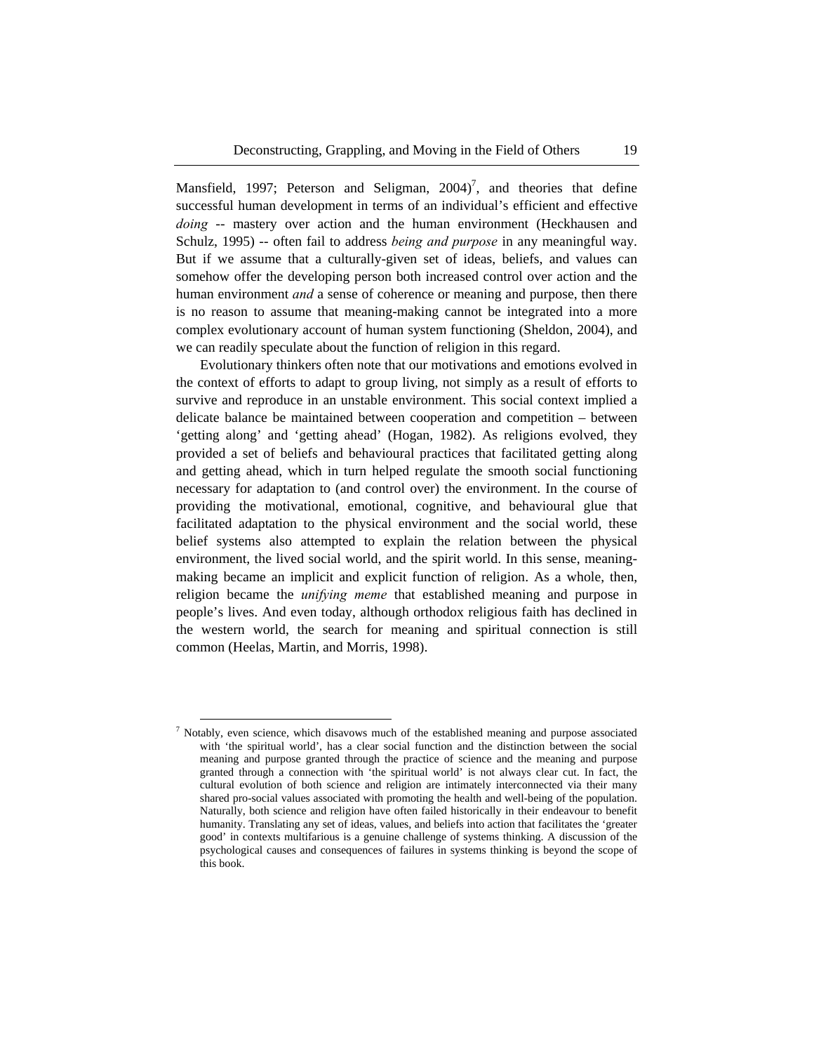Mansfield, 1997; Peterson and Seligman, 2004)[7], and theories that define successful human development in terms of an individual's efficient and effective *doing* -- mastery over action and the human environment (Heckhausen and Schulz, 1995) -- often fail to address *being and purpose* in any meaningful way. But if we assume that a culturally-given set of ideas, beliefs, and values can somehow offer the developing person both increased control over action and the human environment *and* a sense of coherence or meaning and purpose, then there is no reason to assume that meaning-making cannot be integrated into a more complex evolutionary account of human system functioning (Sheldon, 2004), and we can readily speculate about the function of religion in this regard.

Evolutionary thinkers often note that our motivations and emotions evolved in the context of efforts to adapt to group living, not simply as a result of efforts to survive and reproduce in an unstable environment. This social context implied a delicate balance be maintained between cooperation and competition – between 'getting along' and 'getting ahead' (Hogan, 1982). As religions evolved, they provided a set of beliefs and behavioural practices that facilitated getting along and getting ahead, which in turn helped regulate the smooth social functioning necessary for adaptation to (and control over) the environment. In the course of providing the motivational, emotional, cognitive, and behavioural glue that facilitated adaptation to the physical environment and the social world, these belief systems also attempted to explain the relation between the physical environment, the lived social world, and the spirit world. In this sense, meaning-making became an implicit and explicit function of religion. As a whole, then, religion became the *unifying meme* that established meaning and purpose in people's lives. And even today, although orthodox religious faith has declined in the western world, the search for meaning and spiritual connection is still common (Heelas, Martin, and Morris, 1998).

---

[7] Notably, even science, which disavows much of the established meaning and purpose associated with 'the spiritual world', has a clear social function and the distinction between the social meaning and purpose granted through the practice of science and the meaning and purpose granted through a connection with 'the spiritual world' is not always clear cut. In fact, the cultural evolution of both science and religion are intimately interconnected via their many shared pro-social values associated with promoting the health and well-being of the population. Naturally, both science and religion have often failed historically in their endeavour to benefit humanity. Translating any set of ideas, values, and beliefs into action that facilitates the 'greater good' in contexts multifarious is a genuine challenge of systems thinking. A discussion of the psychological causes and consequences of failures in systems thinking is beyond the scope of this book.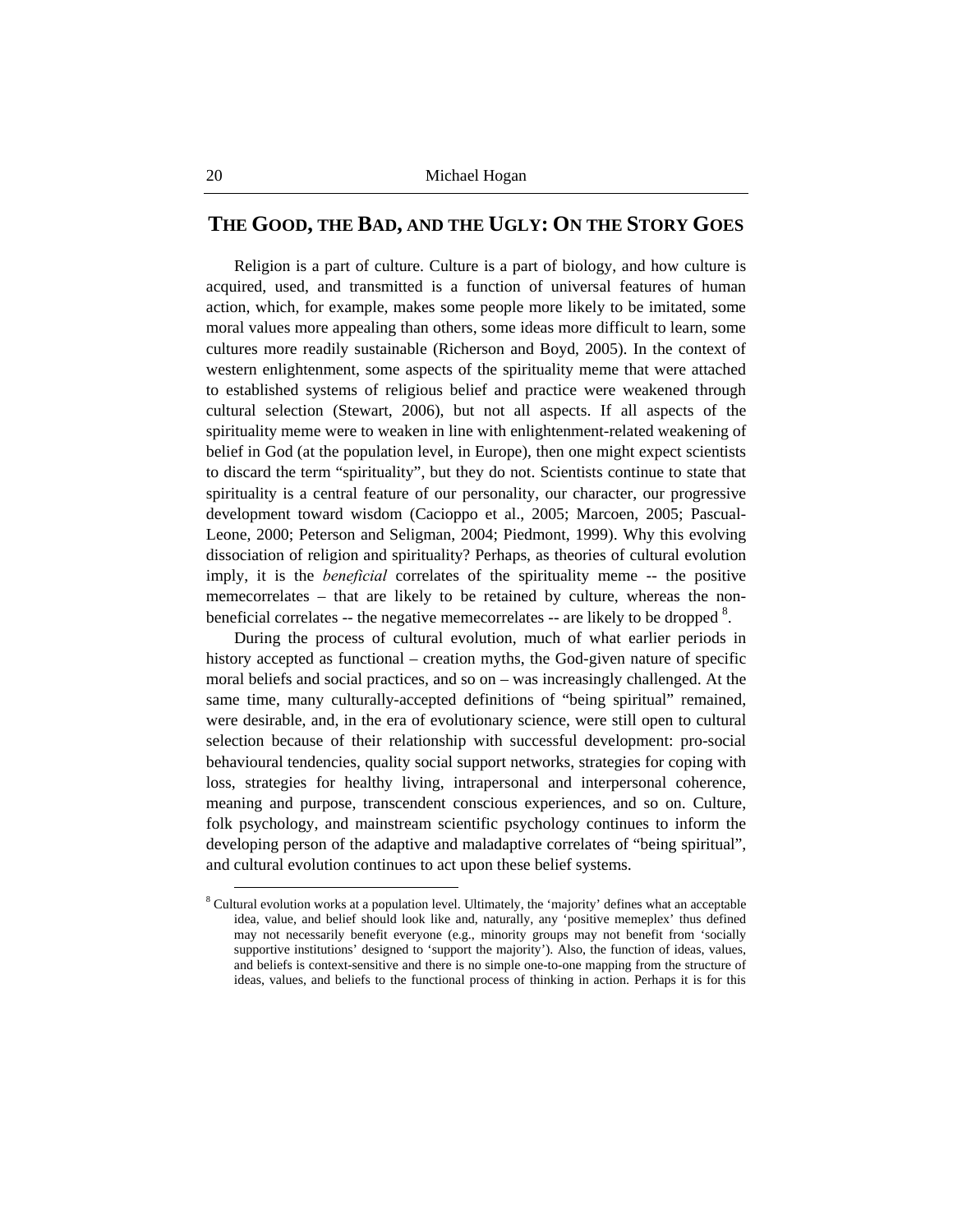## THE GOOD, THE BAD, AND THE UGLY: ON THE STORY GOES

Religion is a part of culture. Culture is a part of biology, and how culture is acquired, used, and transmitted is a function of universal features of human action, which, for example, makes some people more likely to be imitated, some moral values more appealing than others, some ideas more difficult to learn, some cultures more readily sustainable (Richerson and Boyd, 2005). In the context of western enlightenment, some aspects of the spirituality meme that were attached to established systems of religious belief and practice were weakened through cultural selection (Stewart, 2006), but not all aspects. If all aspects of the spirituality meme were to weaken in line with enlightenment-related weakening of belief in God (at the population level, in Europe), then one might expect scientists to discard the term "spirituality", but they do not. Scientists continue to state that spirituality is a central feature of our personality, our character, our progressive development toward wisdom (Cacioppo et al., 2005; Marcoen, 2005; Pascual-Leone, 2000; Peterson and Seligman, 2004; Piedmont, 1999). Why this evolving dissociation of religion and spirituality? Perhaps, as theories of cultural evolution imply, it is the *beneficial* correlates of the spirituality meme -- the positive memecorrelates – that are likely to be retained by culture, whereas the non-beneficial correlates -- the negative memecorrelates -- are likely to be dropped [8].

During the process of cultural evolution, much of what earlier periods in history accepted as functional – creation myths, the God-given nature of specific moral beliefs and social practices, and so on – was increasingly challenged. At the same time, many culturally-accepted definitions of "being spiritual" remained, were desirable, and, in the era of evolutionary science, were still open to cultural selection because of their relationship with successful development: pro-social behavioural tendencies, quality social support networks, strategies for coping with loss, strategies for healthy living, intrapersonal and interpersonal coherence, meaning and purpose, transcendent conscious experiences, and so on. Culture, folk psychology, and mainstream scientific psychology continues to inform the developing person of the adaptive and maladaptive correlates of "being spiritual", and cultural evolution continues to act upon these belief systems.

---

[8] Cultural evolution works at a population level. Ultimately, the 'majority' defines what an acceptable idea, value, and belief should look like and, naturally, any 'positive memeplex' thus defined may not necessarily benefit everyone (e.g., minority groups may not benefit from 'socially supportive institutions' designed to 'support the majority'). Also, the function of ideas, values, and beliefs is context-sensitive and there is no simple one-to-one mapping from the structure of ideas, values, and beliefs to the functional process of thinking in action. Perhaps it is for this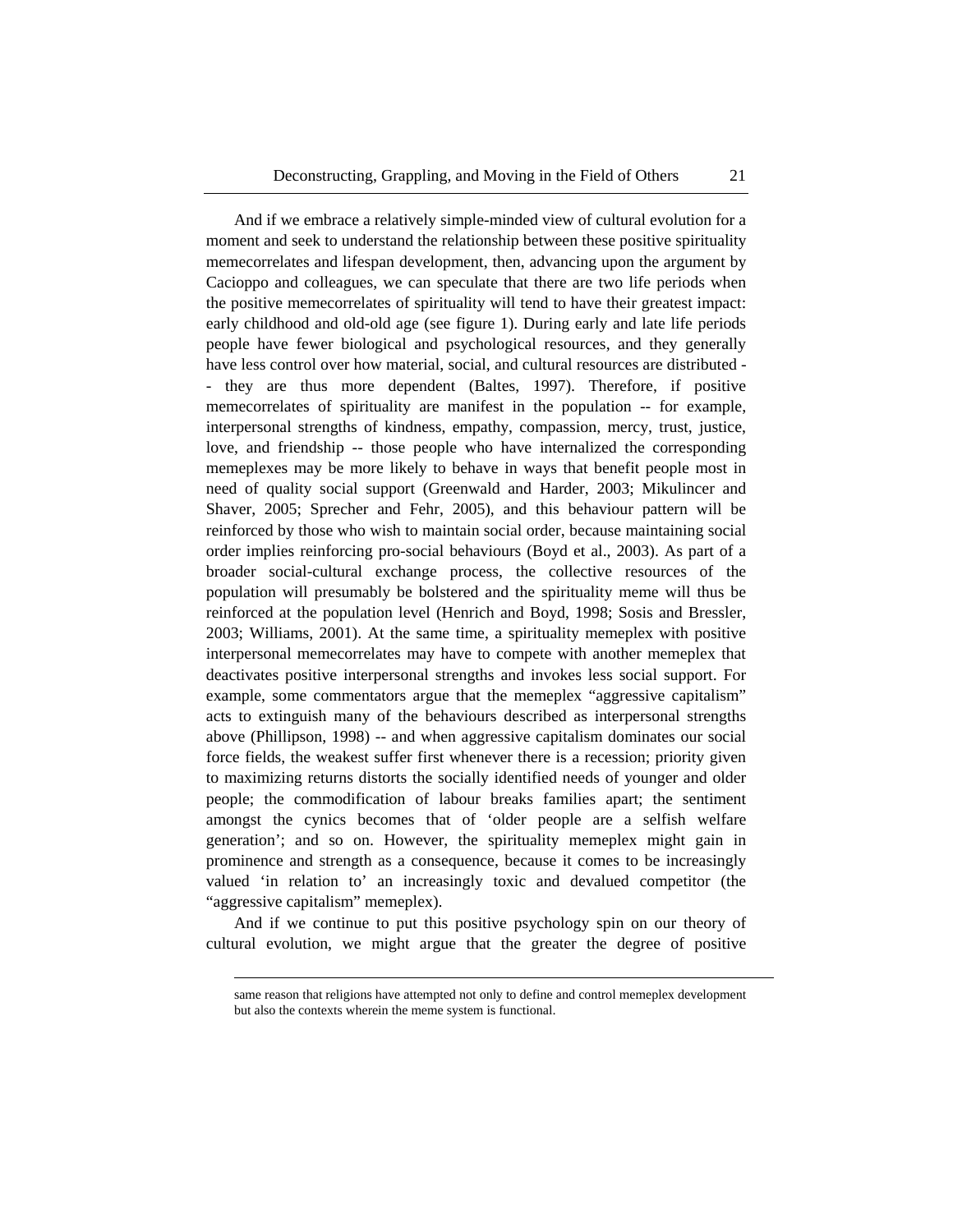And if we embrace a relatively simple-minded view of cultural evolution for a moment and seek to understand the relationship between these positive spirituality memecorrelates and lifespan development, then, advancing upon the argument by Cacioppo and colleagues, we can speculate that there are two life periods when the positive memecorrelates of spirituality will tend to have their greatest impact: early childhood and old-old age (see figure 1). During early and late life periods people have fewer biological and psychological resources, and they generally have less control over how material, social, and cultural resources are distributed -- they are thus more dependent (Baltes, 1997). Therefore, if positive memecorrelates of spirituality are manifest in the population -- for example, interpersonal strengths of kindness, empathy, compassion, mercy, trust, justice, love, and friendship -- those people who have internalized the corresponding memeplexes may be more likely to behave in ways that benefit people most in need of quality social support (Greenwald and Harder, 2003; Mikulincer and Shaver, 2005; Sprecher and Fehr, 2005), and this behaviour pattern will be reinforced by those who wish to maintain social order, because maintaining social order implies reinforcing pro-social behaviours (Boyd et al., 2003). As part of a broader social-cultural exchange process, the collective resources of the population will presumably be bolstered and the spirituality meme will thus be reinforced at the population level (Henrich and Boyd, 1998; Sosis and Bressler, 2003; Williams, 2001). At the same time, a spirituality memeplex with positive interpersonal memecorrelates may have to compete with another memeplex that deactivates positive interpersonal strengths and invokes less social support. For example, some commentators argue that the memeplex "aggressive capitalism" acts to extinguish many of the behaviours described as interpersonal strengths above (Phillipson, 1998) -- and when aggressive capitalism dominates our social force fields, the weakest suffer first whenever there is a recession; priority given to maximizing returns distorts the socially identified needs of younger and older people; the commodification of labour breaks families apart; the sentiment amongst the cynics becomes that of 'older people are a selfish welfare generation'; and so on. However, the spirituality memeplex might gain in prominence and strength as a consequence, because it comes to be increasingly valued 'in relation to' an increasingly toxic and devalued competitor (the "aggressive capitalism" memeplex).

And if we continue to put this positive psychology spin on our theory of cultural evolution, we might argue that the greater the degree of positive

same reason that religions have attempted not only to define and control memeplex development but also the contexts wherein the meme system is functional.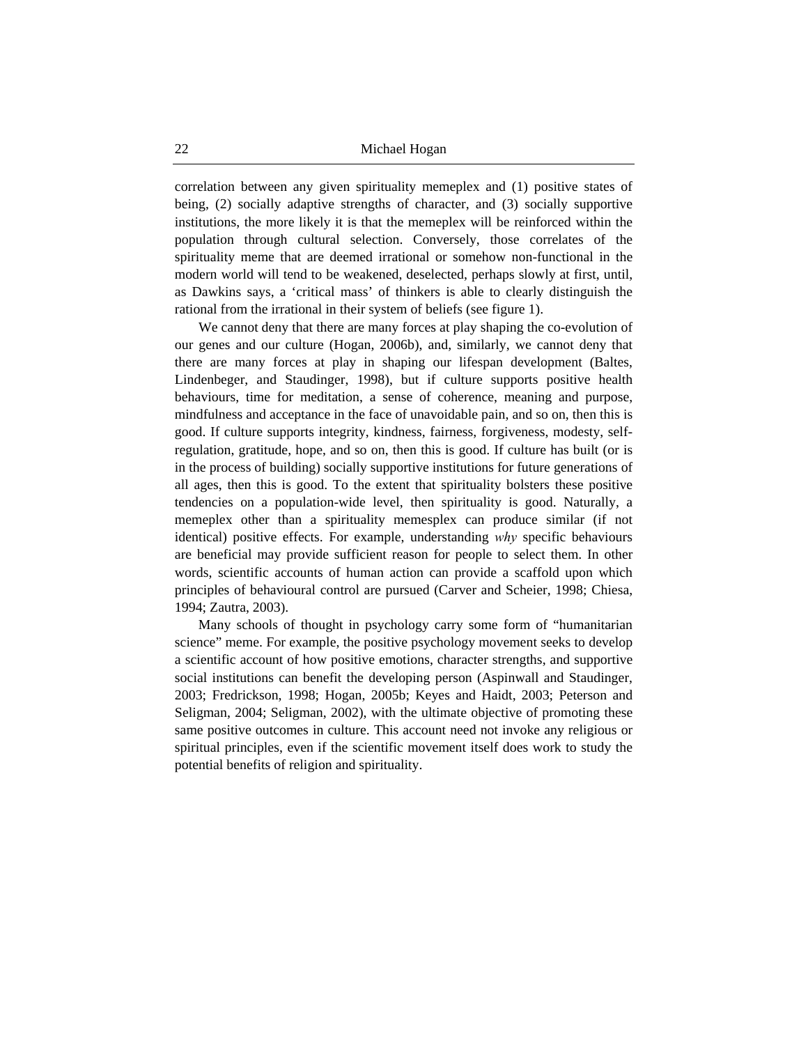correlation between any given spirituality memeplex and (1) positive states of being, (2) socially adaptive strengths of character, and (3) socially supportive institutions, the more likely it is that the memeplex will be reinforced within the population through cultural selection. Conversely, those correlates of the spirituality meme that are deemed irrational or somehow non-functional in the modern world will tend to be weakened, deselected, perhaps slowly at first, until, as Dawkins says, a 'critical mass' of thinkers is able to clearly distinguish the rational from the irrational in their system of beliefs (see figure 1).

We cannot deny that there are many forces at play shaping the co-evolution of our genes and our culture (Hogan, 2006b), and, similarly, we cannot deny that there are many forces at play in shaping our lifespan development (Baltes, Lindenbeger, and Staudinger, 1998), but if culture supports positive health behaviours, time for meditation, a sense of coherence, meaning and purpose, mindfulness and acceptance in the face of unavoidable pain, and so on, then this is good. If culture supports integrity, kindness, fairness, forgiveness, modesty, self-regulation, gratitude, hope, and so on, then this is good. If culture has built (or is in the process of building) socially supportive institutions for future generations of all ages, then this is good. To the extent that spirituality bolsters these positive tendencies on a population-wide level, then spirituality is good. Naturally, a memeplex other than a spirituality memesplex can produce similar (if not identical) positive effects. For example, understanding *why* specific behaviours are beneficial may provide sufficient reason for people to select them. In other words, scientific accounts of human action can provide a scaffold upon which principles of behavioural control are pursued (Carver and Scheier, 1998; Chiesa, 1994; Zautra, 2003).

Many schools of thought in psychology carry some form of "humanitarian science" meme. For example, the positive psychology movement seeks to develop a scientific account of how positive emotions, character strengths, and supportive social institutions can benefit the developing person (Aspinwall and Staudinger, 2003; Fredrickson, 1998; Hogan, 2005b; Keyes and Haidt, 2003; Peterson and Seligman, 2004; Seligman, 2002), with the ultimate objective of promoting these same positive outcomes in culture. This account need not invoke any religious or spiritual principles, even if the scientific movement itself does work to study the potential benefits of religion and spirituality.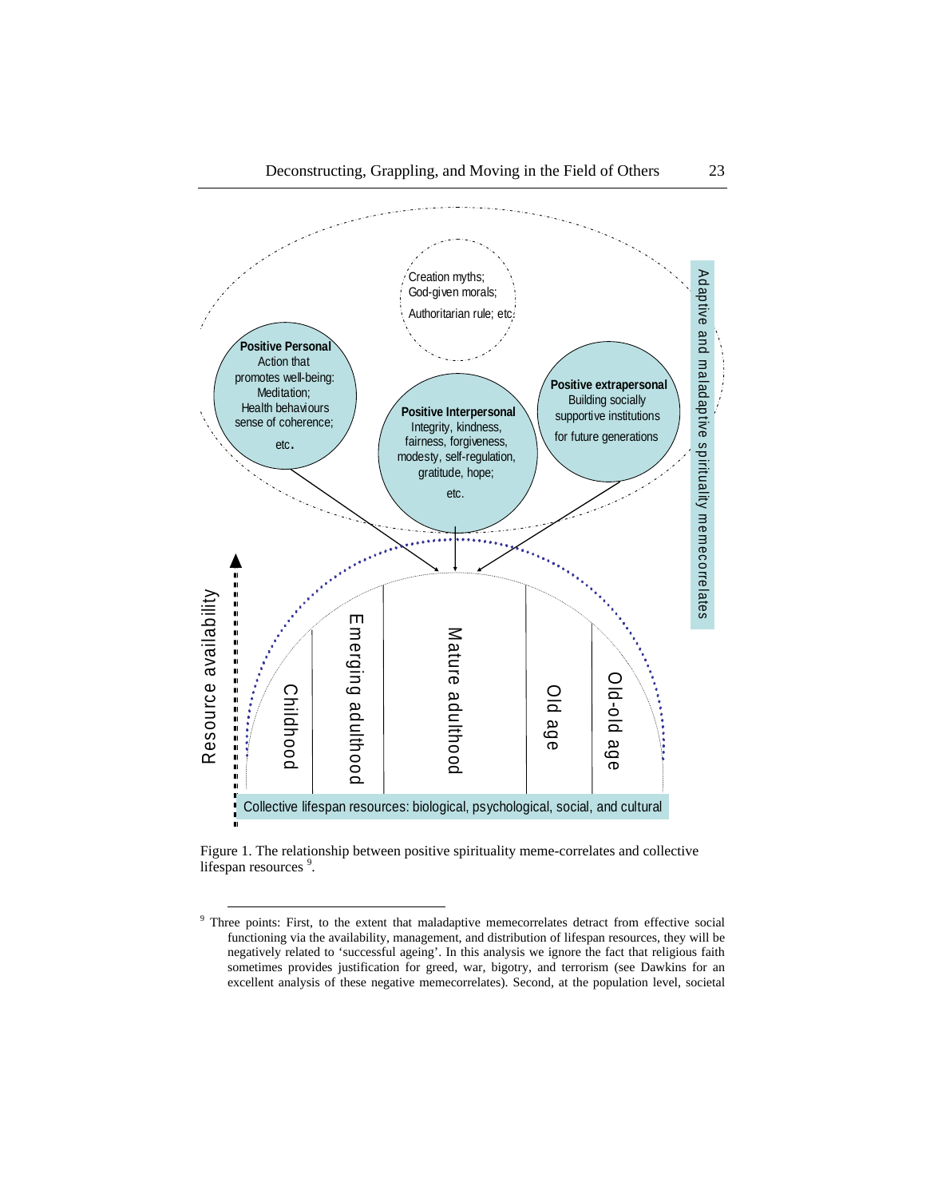Creation myths;
God-given morals;
Authoritarian rule; etc.

**Positive Personal**
Action that promotes well-being:
Meditation;
Health behaviours
sense of coherence;
etc.

**Positive Interpersonal**
Integrity, kindness, fairness, forgiveness, modesty, self-regulation, gratitude, hope;
etc.

**Positive extrapersonal**
Building socially supportive institutions for future generations

Adaptive and maladaptive spirituality memecorrelates

Resource availability

Childhood | Emerging adulthood | Mature adulthood | Old age | Old-old age

Collective lifespan resources: biological, psychological, social, and cultural

Figure 1. The relationship between positive spirituality meme-correlates and collective lifespan resources [9].

---

[9] Three points: First, to the extent that maladaptive memecorrelates detract from effective social functioning via the availability, management, and distribution of lifespan resources, they will be negatively related to 'successful ageing'. In this analysis we ignore the fact that religious faith sometimes provides justification for greed, war, bigotry, and terrorism (see Dawkins for an excellent analysis of these negative memecorrelates). Second, at the population level, societal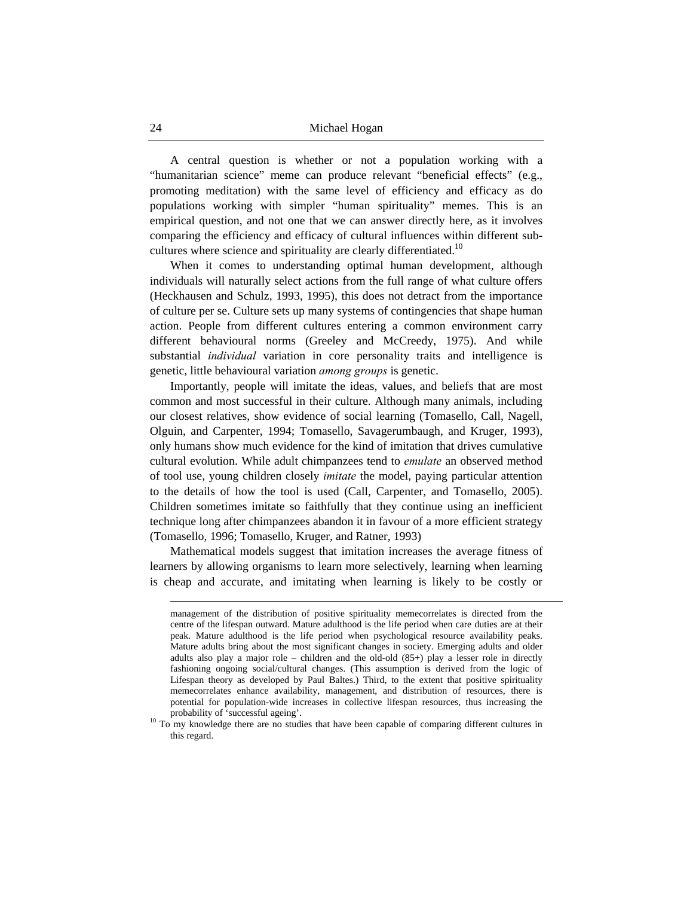A central question is whether or not a population working with a "humanitarian science" meme can produce relevant "beneficial effects" (e.g., promoting meditation) with the same level of efficiency and efficacy as do populations working with simpler "human spirituality" memes. This is an empirical question, and not one that we can answer directly here, as it involves comparing the efficiency and efficacy of cultural influences within different sub-cultures where science and spirituality are clearly differentiated.[10]

When it comes to understanding optimal human development, although individuals will naturally select actions from the full range of what culture offers (Heckhausen and Schulz, 1993, 1995), this does not detract from the importance of culture per se. Culture sets up many systems of contingencies that shape human action. People from different cultures entering a common environment carry different behavioural norms (Greeley and McCreedy, 1975). And while substantial *individual* variation in core personality traits and intelligence is genetic, little behavioural variation *among groups* is genetic.

Importantly, people will imitate the ideas, values, and beliefs that are most common and most successful in their culture. Although many animals, including our closest relatives, show evidence of social learning (Tomasello, Call, Nagell, Olguin, and Carpenter, 1994; Tomasello, Savagerumbaugh, and Kruger, 1993), only humans show much evidence for the kind of imitation that drives cumulative cultural evolution. While adult chimpanzees tend to *emulate* an observed method of tool use, young children closely *imitate* the model, paying particular attention to the details of how the tool is used (Call, Carpenter, and Tomasello, 2005). Children sometimes imitate so faithfully that they continue using an inefficient technique long after chimpanzees abandon it in favour of a more efficient strategy (Tomasello, 1996; Tomasello, Kruger, and Ratner, 1993)

Mathematical models suggest that imitation increases the average fitness of learners by allowing organisms to learn more selectively, learning when learning is cheap and accurate, and imitating when learning is likely to be costly or

---

management of the distribution of positive spirituality memecorrelates is directed from the centre of the lifespan outward. Mature adulthood is the life period when care duties are at their peak. Mature adulthood is the life period when psychological resource availability peaks. Mature adults bring about the most significant changes in society. Emerging adults and older adults also play a major role – children and the old-old (85+) play a lesser role in directly fashioning ongoing social/cultural changes. (This assumption is derived from the logic of Lifespan theory as developed by Paul Baltes.) Third, to the extent that positive spirituality memecorrelates enhance availability, management, and distribution of resources, there is potential for population-wide increases in collective lifespan resources, thus increasing the probability of 'successful ageing'.

[10] To my knowledge there are no studies that have been capable of comparing different cultures in this regard.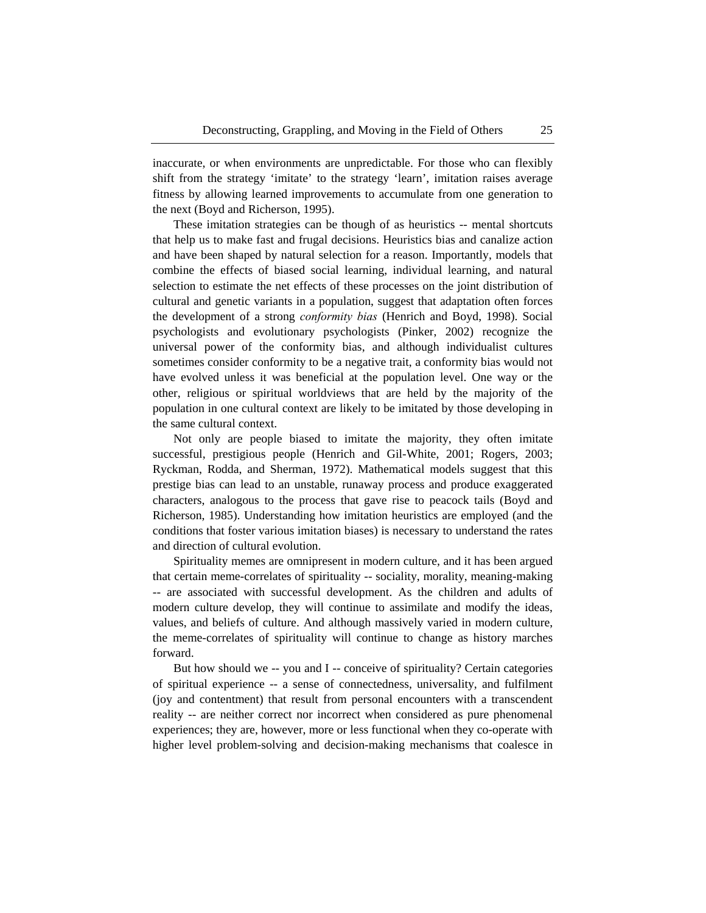inaccurate, or when environments are unpredictable. For those who can flexibly shift from the strategy 'imitate' to the strategy 'learn', imitation raises average fitness by allowing learned improvements to accumulate from one generation to the next (Boyd and Richerson, 1995).

These imitation strategies can be though of as heuristics -- mental shortcuts that help us to make fast and frugal decisions. Heuristics bias and canalize action and have been shaped by natural selection for a reason. Importantly, models that combine the effects of biased social learning, individual learning, and natural selection to estimate the net effects of these processes on the joint distribution of cultural and genetic variants in a population, suggest that adaptation often forces the development of a strong *conformity bias* (Henrich and Boyd, 1998). Social psychologists and evolutionary psychologists (Pinker, 2002) recognize the universal power of the conformity bias, and although individualist cultures sometimes consider conformity to be a negative trait, a conformity bias would not have evolved unless it was beneficial at the population level. One way or the other, religious or spiritual worldviews that are held by the majority of the population in one cultural context are likely to be imitated by those developing in the same cultural context.

Not only are people biased to imitate the majority, they often imitate successful, prestigious people (Henrich and Gil-White, 2001; Rogers, 2003; Ryckman, Rodda, and Sherman, 1972). Mathematical models suggest that this prestige bias can lead to an unstable, runaway process and produce exaggerated characters, analogous to the process that gave rise to peacock tails (Boyd and Richerson, 1985). Understanding how imitation heuristics are employed (and the conditions that foster various imitation biases) is necessary to understand the rates and direction of cultural evolution.

Spirituality memes are omnipresent in modern culture, and it has been argued that certain meme-correlates of spirituality -- sociality, morality, meaning-making -- are associated with successful development. As the children and adults of modern culture develop, they will continue to assimilate and modify the ideas, values, and beliefs of culture. And although massively varied in modern culture, the meme-correlates of spirituality will continue to change as history marches forward.

But how should we -- you and I -- conceive of spirituality? Certain categories of spiritual experience -- a sense of connectedness, universality, and fulfilment (joy and contentment) that result from personal encounters with a transcendent reality -- are neither correct nor incorrect when considered as pure phenomenal experiences; they are, however, more or less functional when they co-operate with higher level problem-solving and decision-making mechanisms that coalesce in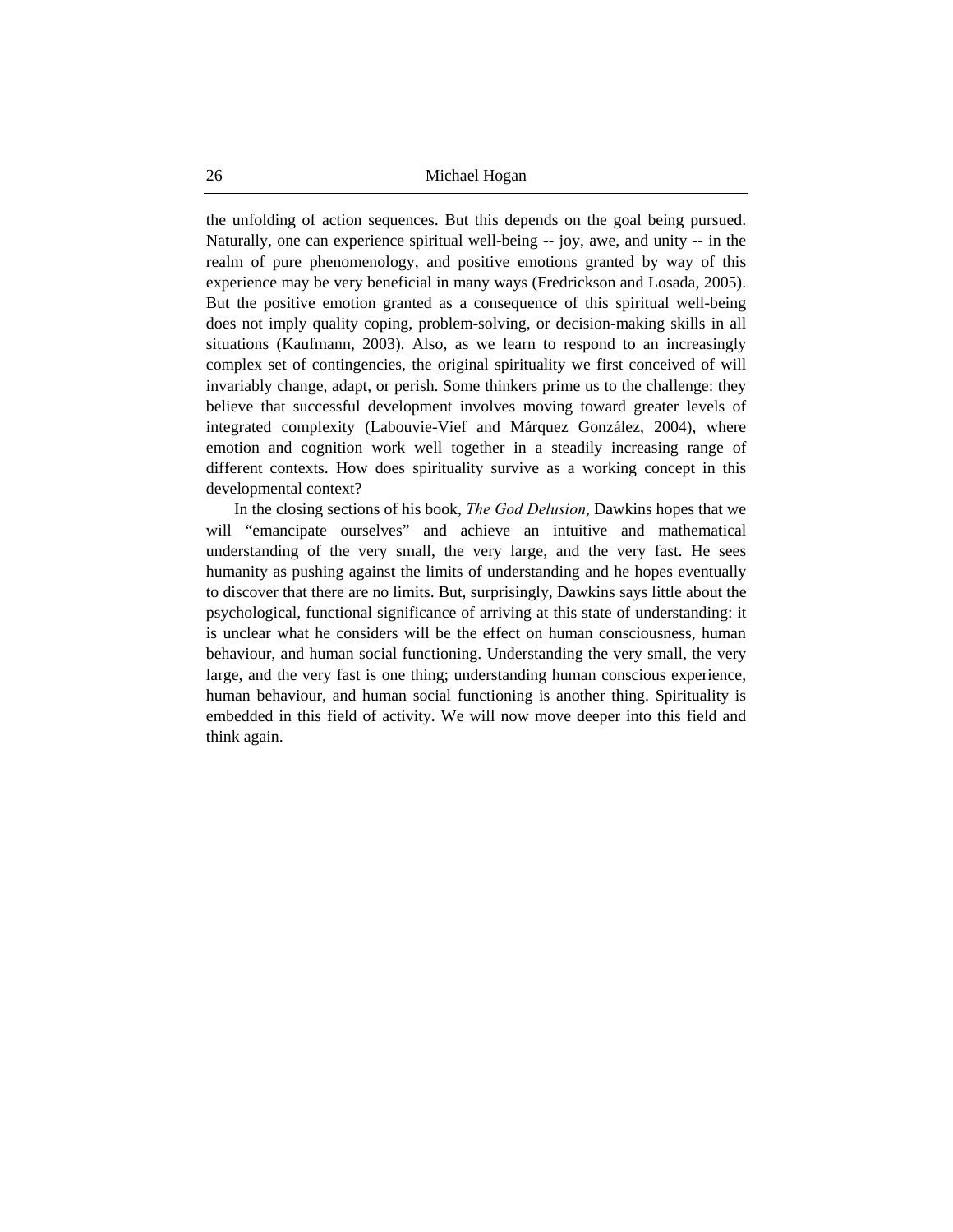the unfolding of action sequences. But this depends on the goal being pursued. Naturally, one can experience spiritual well-being -- joy, awe, and unity -- in the realm of pure phenomenology, and positive emotions granted by way of this experience may be very beneficial in many ways (Fredrickson and Losada, 2005). But the positive emotion granted as a consequence of this spiritual well-being does not imply quality coping, problem-solving, or decision-making skills in all situations (Kaufmann, 2003). Also, as we learn to respond to an increasingly complex set of contingencies, the original spirituality we first conceived of will invariably change, adapt, or perish. Some thinkers prime us to the challenge: they believe that successful development involves moving toward greater levels of integrated complexity (Labouvie-Vief and Márquez González, 2004), where emotion and cognition work well together in a steadily increasing range of different contexts. How does spirituality survive as a working concept in this developmental context?

In the closing sections of his book, *The God Delusion*, Dawkins hopes that we will "emancipate ourselves" and achieve an intuitive and mathematical understanding of the very small, the very large, and the very fast. He sees humanity as pushing against the limits of understanding and he hopes eventually to discover that there are no limits. But, surprisingly, Dawkins says little about the psychological, functional significance of arriving at this state of understanding: it is unclear what he considers will be the effect on human consciousness, human behaviour, and human social functioning. Understanding the very small, the very large, and the very fast is one thing; understanding human conscious experience, human behaviour, and human social functioning is another thing. Spirituality is embedded in this field of activity. We will now move deeper into this field and think again.